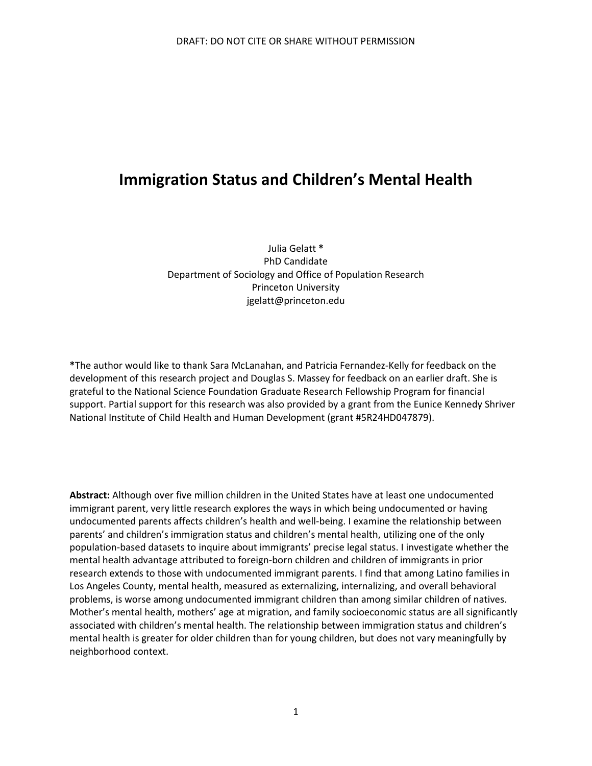DRAFT: DO NOT CITE OR SHARE WITHOUT PERMISSION

# Immigration Status and Children's Mental Health

Julia Gelatt *
PhD Candidate
Department of Sociology and Office of Population Research
Princeton University
jgelatt@princeton.edu

**\***The author would like to thank Sara McLanahan, and Patricia Fernandez-Kelly for feedback on the development of this research project and Douglas S. Massey for feedback on an earlier draft. She is grateful to the National Science Foundation Graduate Research Fellowship Program for financial support. Partial support for this research was also provided by a grant from the Eunice Kennedy Shriver National Institute of Child Health and Human Development (grant #5R24HD047879).

**Abstract:** Although over five million children in the United States have at least one undocumented immigrant parent, very little research explores the ways in which being undocumented or having undocumented parents affects children's health and well-being. I examine the relationship between parents' and children's immigration status and children's mental health, utilizing one of the only population-based datasets to inquire about immigrants' precise legal status. I investigate whether the mental health advantage attributed to foreign-born children and children of immigrants in prior research extends to those with undocumented immigrant parents. I find that among Latino families in Los Angeles County, mental health, measured as externalizing, internalizing, and overall behavioral problems, is worse among undocumented immigrant children than among similar children of natives. Mother's mental health, mothers' age at migration, and family socioeconomic status are all significantly associated with children's mental health. The relationship between immigration status and children's mental health is greater for older children than for young children, but does not vary meaningfully by neighborhood context.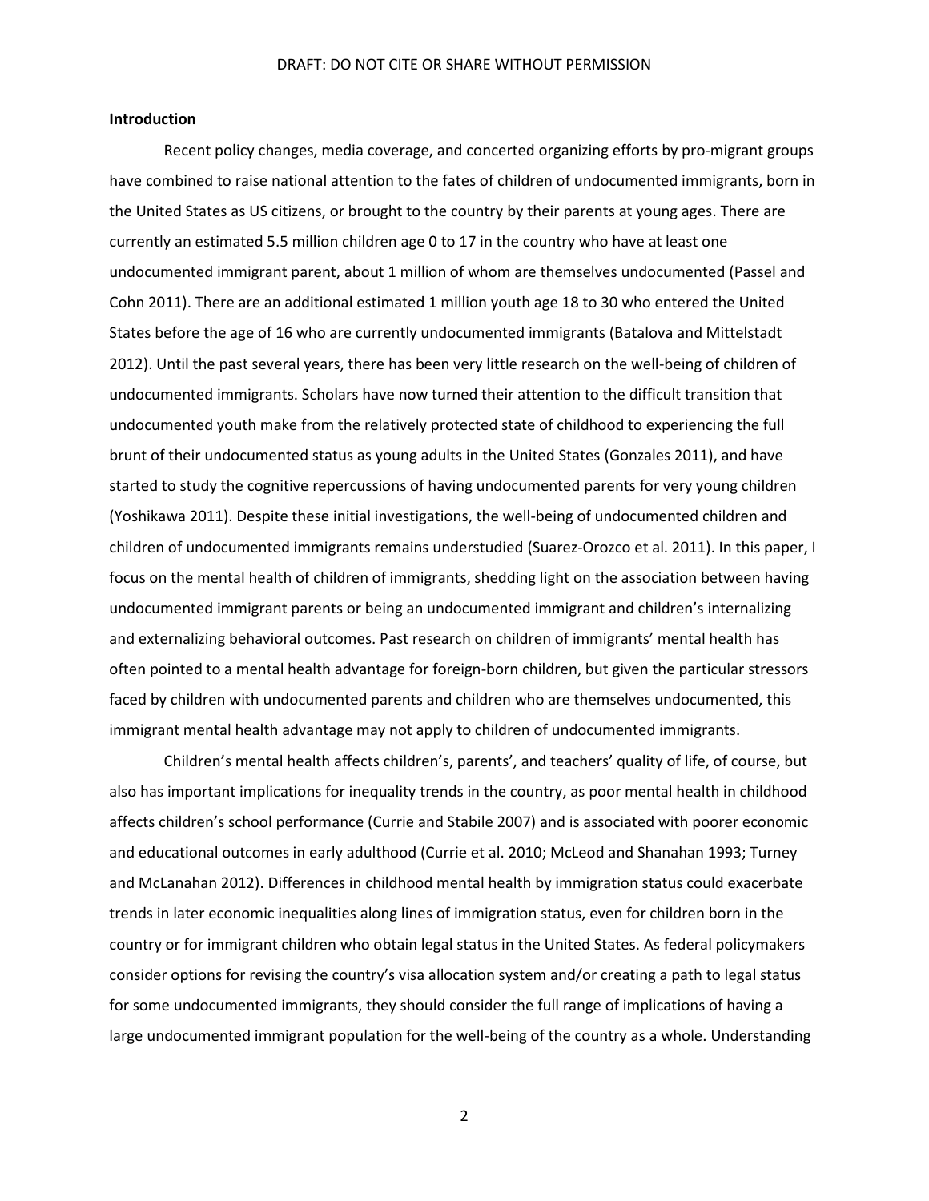**Introduction**

Recent policy changes, media coverage, and concerted organizing efforts by pro-migrant groups have combined to raise national attention to the fates of children of undocumented immigrants, born in the United States as US citizens, or brought to the country by their parents at young ages. There are currently an estimated 5.5 million children age 0 to 17 in the country who have at least one undocumented immigrant parent, about 1 million of whom are themselves undocumented (Passel and Cohn 2011). There are an additional estimated 1 million youth age 18 to 30 who entered the United States before the age of 16 who are currently undocumented immigrants (Batalova and Mittelstadt 2012). Until the past several years, there has been very little research on the well-being of children of undocumented immigrants. Scholars have now turned their attention to the difficult transition that undocumented youth make from the relatively protected state of childhood to experiencing the full brunt of their undocumented status as young adults in the United States (Gonzales 2011), and have started to study the cognitive repercussions of having undocumented parents for very young children (Yoshikawa 2011). Despite these initial investigations, the well-being of undocumented children and children of undocumented immigrants remains understudied (Suarez-Orozco et al. 2011). In this paper, I focus on the mental health of children of immigrants, shedding light on the association between having undocumented immigrant parents or being an undocumented immigrant and children's internalizing and externalizing behavioral outcomes. Past research on children of immigrants' mental health has often pointed to a mental health advantage for foreign-born children, but given the particular stressors faced by children with undocumented parents and children who are themselves undocumented, this immigrant mental health advantage may not apply to children of undocumented immigrants.

Children's mental health affects children's, parents', and teachers' quality of life, of course, but also has important implications for inequality trends in the country, as poor mental health in childhood affects children's school performance (Currie and Stabile 2007) and is associated with poorer economic and educational outcomes in early adulthood (Currie et al. 2010; McLeod and Shanahan 1993; Turney and McLanahan 2012). Differences in childhood mental health by immigration status could exacerbate trends in later economic inequalities along lines of immigration status, even for children born in the country or for immigrant children who obtain legal status in the United States. As federal policymakers consider options for revising the country's visa allocation system and/or creating a path to legal status for some undocumented immigrants, they should consider the full range of implications of having a large undocumented immigrant population for the well-being of the country as a whole. Understanding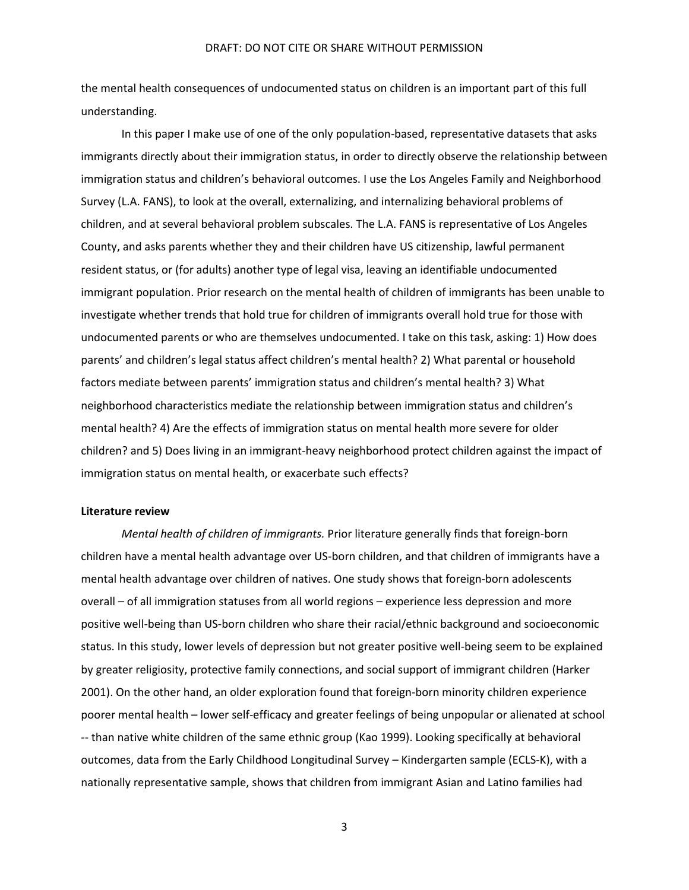the mental health consequences of undocumented status on children is an important part of this full understanding.

In this paper I make use of one of the only population-based, representative datasets that asks immigrants directly about their immigration status, in order to directly observe the relationship between immigration status and children's behavioral outcomes. I use the Los Angeles Family and Neighborhood Survey (L.A. FANS), to look at the overall, externalizing, and internalizing behavioral problems of children, and at several behavioral problem subscales. The L.A. FANS is representative of Los Angeles County, and asks parents whether they and their children have US citizenship, lawful permanent resident status, or (for adults) another type of legal visa, leaving an identifiable undocumented immigrant population. Prior research on the mental health of children of immigrants has been unable to investigate whether trends that hold true for children of immigrants overall hold true for those with undocumented parents or who are themselves undocumented. I take on this task, asking: 1) How does parents' and children's legal status affect children's mental health? 2) What parental or household factors mediate between parents' immigration status and children's mental health? 3) What neighborhood characteristics mediate the relationship between immigration status and children's mental health? 4) Are the effects of immigration status on mental health more severe for older children? and 5) Does living in an immigrant-heavy neighborhood protect children against the impact of immigration status on mental health, or exacerbate such effects?

**Literature review**

*Mental health of children of immigrants.* Prior literature generally finds that foreign-born children have a mental health advantage over US-born children, and that children of immigrants have a mental health advantage over children of natives. One study shows that foreign-born adolescents overall – of all immigration statuses from all world regions – experience less depression and more positive well-being than US-born children who share their racial/ethnic background and socioeconomic status. In this study, lower levels of depression but not greater positive well-being seem to be explained by greater religiosity, protective family connections, and social support of immigrant children (Harker 2001). On the other hand, an older exploration found that foreign-born minority children experience poorer mental health – lower self-efficacy and greater feelings of being unpopular or alienated at school -- than native white children of the same ethnic group (Kao 1999). Looking specifically at behavioral outcomes, data from the Early Childhood Longitudinal Survey – Kindergarten sample (ECLS-K), with a nationally representative sample, shows that children from immigrant Asian and Latino families had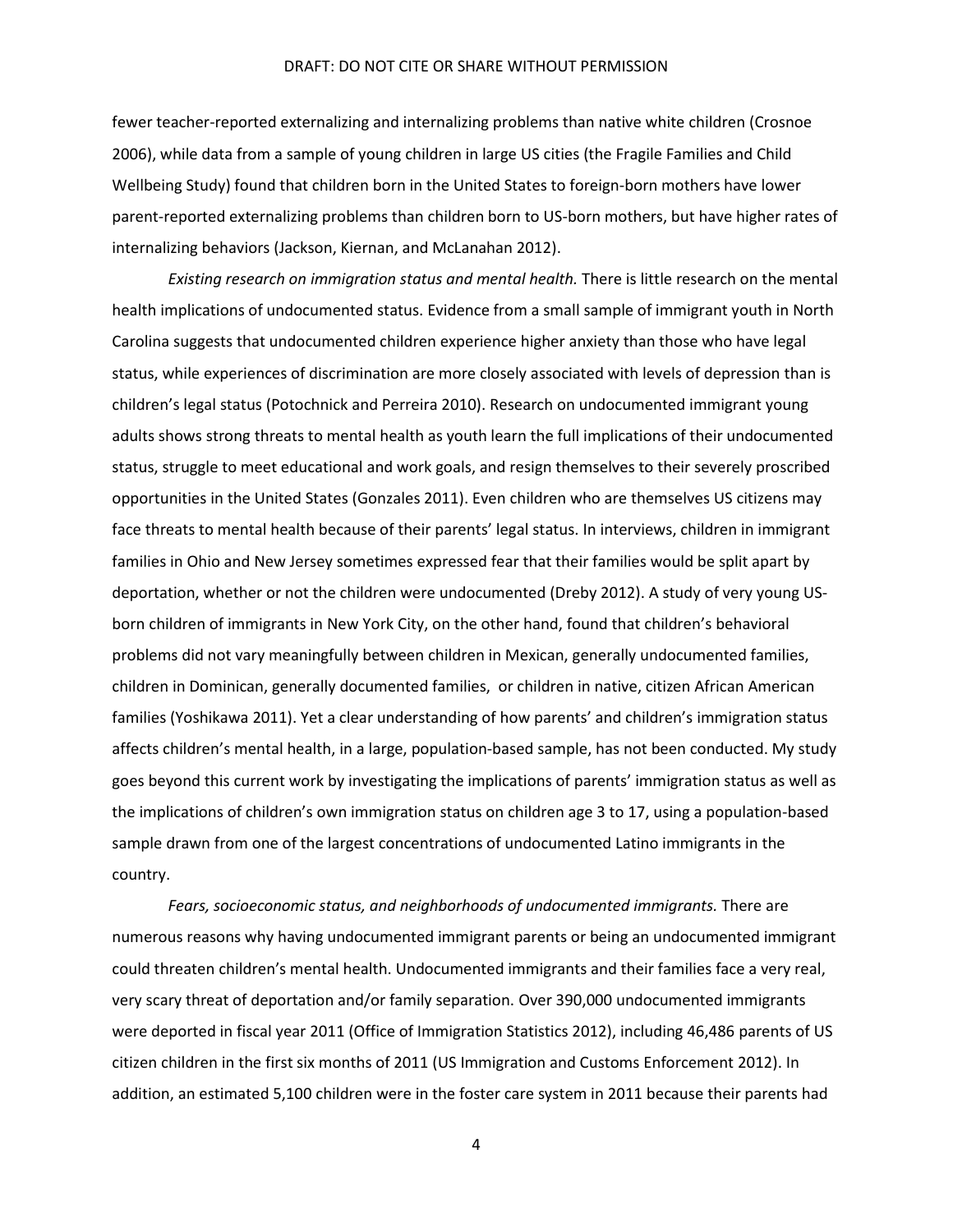fewer teacher-reported externalizing and internalizing problems than native white children (Crosnoe 2006), while data from a sample of young children in large US cities (the Fragile Families and Child Wellbeing Study) found that children born in the United States to foreign-born mothers have lower parent-reported externalizing problems than children born to US-born mothers, but have higher rates of internalizing behaviors (Jackson, Kiernan, and McLanahan 2012).

*Existing research on immigration status and mental health.* There is little research on the mental health implications of undocumented status. Evidence from a small sample of immigrant youth in North Carolina suggests that undocumented children experience higher anxiety than those who have legal status, while experiences of discrimination are more closely associated with levels of depression than is children's legal status (Potochnick and Perreira 2010). Research on undocumented immigrant young adults shows strong threats to mental health as youth learn the full implications of their undocumented status, struggle to meet educational and work goals, and resign themselves to their severely proscribed opportunities in the United States (Gonzales 2011). Even children who are themselves US citizens may face threats to mental health because of their parents' legal status. In interviews, children in immigrant families in Ohio and New Jersey sometimes expressed fear that their families would be split apart by deportation, whether or not the children were undocumented (Dreby 2012). A study of very young US-born children of immigrants in New York City, on the other hand, found that children's behavioral problems did not vary meaningfully between children in Mexican, generally undocumented families, children in Dominican, generally documented families, or children in native, citizen African American families (Yoshikawa 2011). Yet a clear understanding of how parents' and children's immigration status affects children's mental health, in a large, population-based sample, has not been conducted. My study goes beyond this current work by investigating the implications of parents' immigration status as well as the implications of children's own immigration status on children age 3 to 17, using a population-based sample drawn from one of the largest concentrations of undocumented Latino immigrants in the country.

*Fears, socioeconomic status, and neighborhoods of undocumented immigrants.* There are numerous reasons why having undocumented immigrant parents or being an undocumented immigrant could threaten children's mental health. Undocumented immigrants and their families face a very real, very scary threat of deportation and/or family separation. Over 390,000 undocumented immigrants were deported in fiscal year 2011 (Office of Immigration Statistics 2012), including 46,486 parents of US citizen children in the first six months of 2011 (US Immigration and Customs Enforcement 2012). In addition, an estimated 5,100 children were in the foster care system in 2011 because their parents had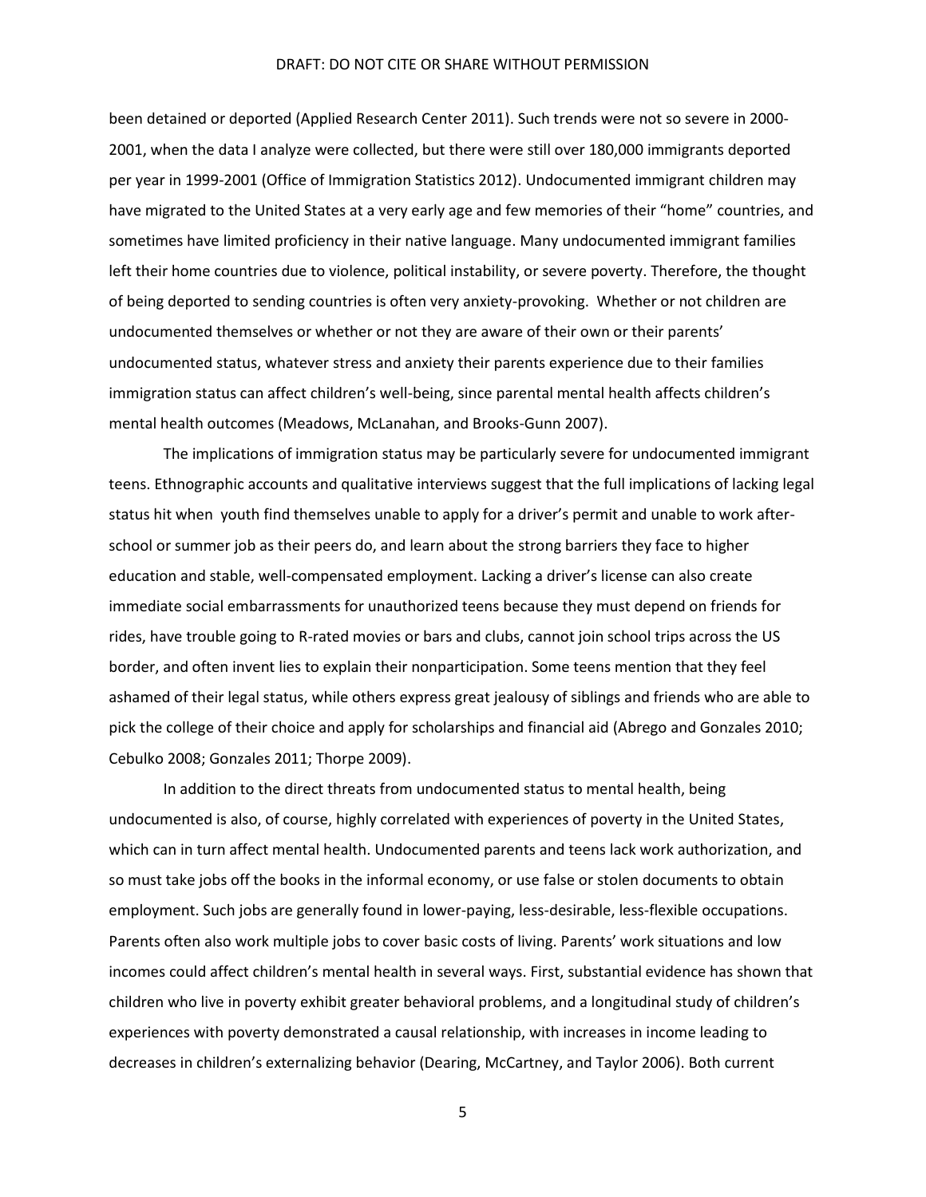been detained or deported (Applied Research Center 2011). Such trends were not so severe in 2000-2001, when the data I analyze were collected, but there were still over 180,000 immigrants deported per year in 1999-2001 (Office of Immigration Statistics 2012). Undocumented immigrant children may have migrated to the United States at a very early age and few memories of their "home" countries, and sometimes have limited proficiency in their native language. Many undocumented immigrant families left their home countries due to violence, political instability, or severe poverty. Therefore, the thought of being deported to sending countries is often very anxiety-provoking. Whether or not children are undocumented themselves or whether or not they are aware of their own or their parents' undocumented status, whatever stress and anxiety their parents experience due to their families immigration status can affect children's well-being, since parental mental health affects children's mental health outcomes (Meadows, McLanahan, and Brooks-Gunn 2007).

The implications of immigration status may be particularly severe for undocumented immigrant teens. Ethnographic accounts and qualitative interviews suggest that the full implications of lacking legal status hit when youth find themselves unable to apply for a driver's permit and unable to work after-school or summer job as their peers do, and learn about the strong barriers they face to higher education and stable, well-compensated employment. Lacking a driver's license can also create immediate social embarrassments for unauthorized teens because they must depend on friends for rides, have trouble going to R-rated movies or bars and clubs, cannot join school trips across the US border, and often invent lies to explain their nonparticipation. Some teens mention that they feel ashamed of their legal status, while others express great jealousy of siblings and friends who are able to pick the college of their choice and apply for scholarships and financial aid (Abrego and Gonzales 2010; Cebulko 2008; Gonzales 2011; Thorpe 2009).

In addition to the direct threats from undocumented status to mental health, being undocumented is also, of course, highly correlated with experiences of poverty in the United States, which can in turn affect mental health. Undocumented parents and teens lack work authorization, and so must take jobs off the books in the informal economy, or use false or stolen documents to obtain employment. Such jobs are generally found in lower-paying, less-desirable, less-flexible occupations. Parents often also work multiple jobs to cover basic costs of living. Parents' work situations and low incomes could affect children's mental health in several ways. First, substantial evidence has shown that children who live in poverty exhibit greater behavioral problems, and a longitudinal study of children's experiences with poverty demonstrated a causal relationship, with increases in income leading to decreases in children's externalizing behavior (Dearing, McCartney, and Taylor 2006). Both current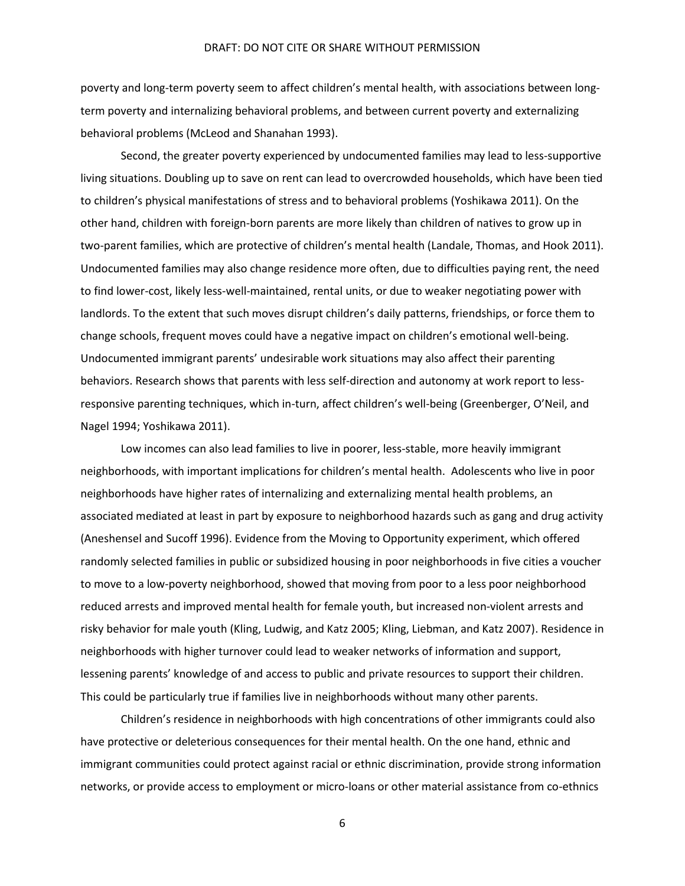poverty and long-term poverty seem to affect children's mental health, with associations between long-term poverty and internalizing behavioral problems, and between current poverty and externalizing behavioral problems (McLeod and Shanahan 1993).

Second, the greater poverty experienced by undocumented families may lead to less-supportive living situations. Doubling up to save on rent can lead to overcrowded households, which have been tied to children's physical manifestations of stress and to behavioral problems (Yoshikawa 2011). On the other hand, children with foreign-born parents are more likely than children of natives to grow up in two-parent families, which are protective of children's mental health (Landale, Thomas, and Hook 2011). Undocumented families may also change residence more often, due to difficulties paying rent, the need to find lower-cost, likely less-well-maintained, rental units, or due to weaker negotiating power with landlords. To the extent that such moves disrupt children's daily patterns, friendships, or force them to change schools, frequent moves could have a negative impact on children's emotional well-being. Undocumented immigrant parents' undesirable work situations may also affect their parenting behaviors. Research shows that parents with less self-direction and autonomy at work report to less-responsive parenting techniques, which in-turn, affect children's well-being (Greenberger, O'Neil, and Nagel 1994; Yoshikawa 2011).

Low incomes can also lead families to live in poorer, less-stable, more heavily immigrant neighborhoods, with important implications for children's mental health. Adolescents who live in poor neighborhoods have higher rates of internalizing and externalizing mental health problems, an associated mediated at least in part by exposure to neighborhood hazards such as gang and drug activity (Aneshensel and Sucoff 1996). Evidence from the Moving to Opportunity experiment, which offered randomly selected families in public or subsidized housing in poor neighborhoods in five cities a voucher to move to a low-poverty neighborhood, showed that moving from poor to a less poor neighborhood reduced arrests and improved mental health for female youth, but increased non-violent arrests and risky behavior for male youth (Kling, Ludwig, and Katz 2005; Kling, Liebman, and Katz 2007). Residence in neighborhoods with higher turnover could lead to weaker networks of information and support, lessening parents' knowledge of and access to public and private resources to support their children. This could be particularly true if families live in neighborhoods without many other parents.

Children's residence in neighborhoods with high concentrations of other immigrants could also have protective or deleterious consequences for their mental health. On the one hand, ethnic and immigrant communities could protect against racial or ethnic discrimination, provide strong information networks, or provide access to employment or micro-loans or other material assistance from co-ethnics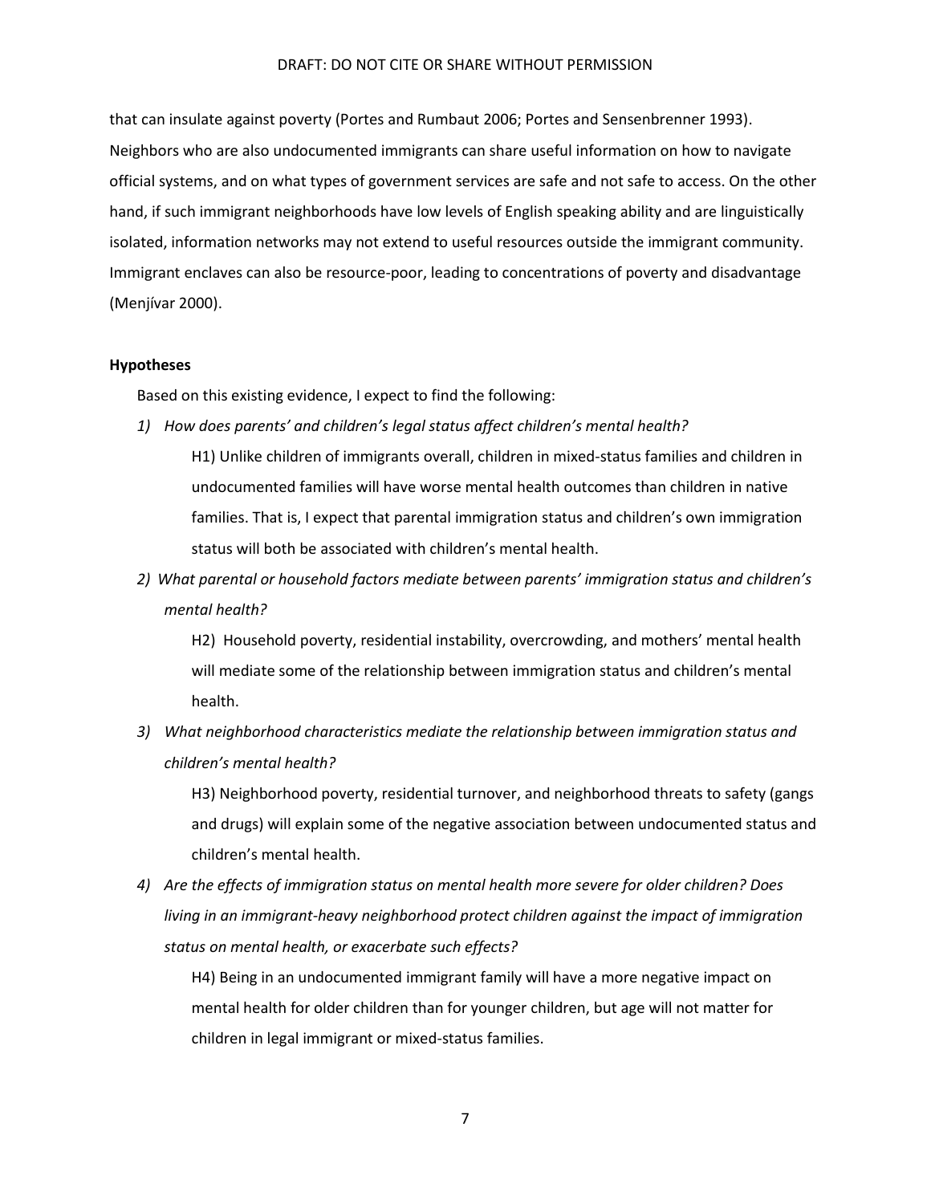that can insulate against poverty (Portes and Rumbaut 2006; Portes and Sensenbrenner 1993). Neighbors who are also undocumented immigrants can share useful information on how to navigate official systems, and on what types of government services are safe and not safe to access. On the other hand, if such immigrant neighborhoods have low levels of English speaking ability and are linguistically isolated, information networks may not extend to useful resources outside the immigrant community. Immigrant enclaves can also be resource-poor, leading to concentrations of poverty and disadvantage (Menjívar 2000).

**Hypotheses**

Based on this existing evidence, I expect to find the following:

1) *How does parents' and children's legal status affect children's mental health?*

   H1) Unlike children of immigrants overall, children in mixed-status families and children in undocumented families will have worse mental health outcomes than children in native families. That is, I expect that parental immigration status and children's own immigration status will both be associated with children's mental health.

2) *What parental or household factors mediate between parents' immigration status and children's mental health?*

   H2) Household poverty, residential instability, overcrowding, and mothers' mental health will mediate some of the relationship between immigration status and children's mental health.

3) *What neighborhood characteristics mediate the relationship between immigration status and children's mental health?*

   H3) Neighborhood poverty, residential turnover, and neighborhood threats to safety (gangs and drugs) will explain some of the negative association between undocumented status and children's mental health.

4) *Are the effects of immigration status on mental health more severe for older children? Does living in an immigrant-heavy neighborhood protect children against the impact of immigration status on mental health, or exacerbate such effects?*

   H4) Being in an undocumented immigrant family will have a more negative impact on mental health for older children than for younger children, but age will not matter for children in legal immigrant or mixed-status families.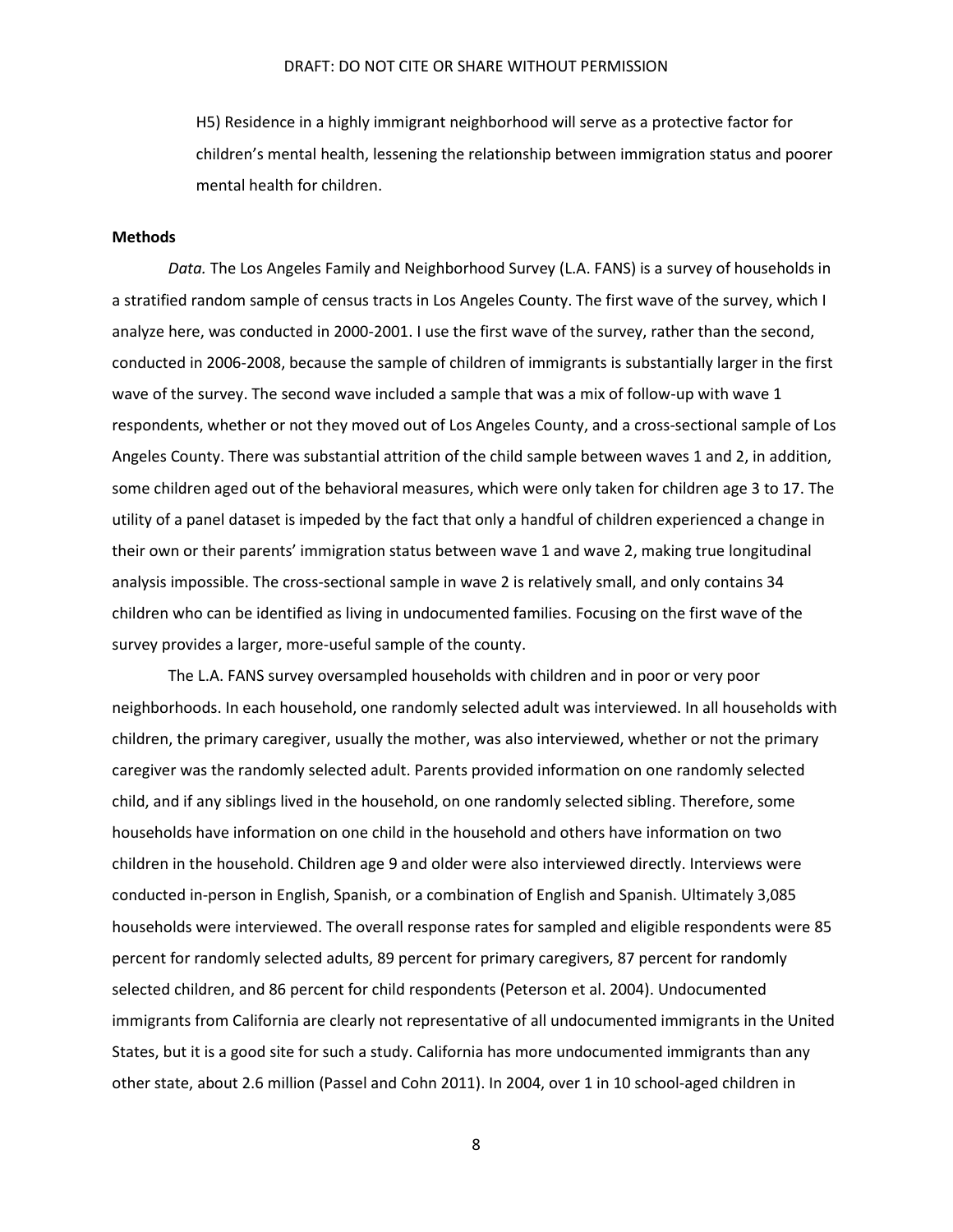H5) Residence in a highly immigrant neighborhood will serve as a protective factor for children's mental health, lessening the relationship between immigration status and poorer mental health for children.

**Methods**

*Data.* The Los Angeles Family and Neighborhood Survey (L.A. FANS) is a survey of households in a stratified random sample of census tracts in Los Angeles County. The first wave of the survey, which I analyze here, was conducted in 2000-2001. I use the first wave of the survey, rather than the second, conducted in 2006-2008, because the sample of children of immigrants is substantially larger in the first wave of the survey. The second wave included a sample that was a mix of follow-up with wave 1 respondents, whether or not they moved out of Los Angeles County, and a cross-sectional sample of Los Angeles County. There was substantial attrition of the child sample between waves 1 and 2, in addition, some children aged out of the behavioral measures, which were only taken for children age 3 to 17. The utility of a panel dataset is impeded by the fact that only a handful of children experienced a change in their own or their parents' immigration status between wave 1 and wave 2, making true longitudinal analysis impossible. The cross-sectional sample in wave 2 is relatively small, and only contains 34 children who can be identified as living in undocumented families. Focusing on the first wave of the survey provides a larger, more-useful sample of the county.

The L.A. FANS survey oversampled households with children and in poor or very poor neighborhoods. In each household, one randomly selected adult was interviewed. In all households with children, the primary caregiver, usually the mother, was also interviewed, whether or not the primary caregiver was the randomly selected adult. Parents provided information on one randomly selected child, and if any siblings lived in the household, on one randomly selected sibling. Therefore, some households have information on one child in the household and others have information on two children in the household. Children age 9 and older were also interviewed directly. Interviews were conducted in-person in English, Spanish, or a combination of English and Spanish. Ultimately 3,085 households were interviewed. The overall response rates for sampled and eligible respondents were 85 percent for randomly selected adults, 89 percent for primary caregivers, 87 percent for randomly selected children, and 86 percent for child respondents (Peterson et al. 2004). Undocumented immigrants from California are clearly not representative of all undocumented immigrants in the United States, but it is a good site for such a study. California has more undocumented immigrants than any other state, about 2.6 million (Passel and Cohn 2011). In 2004, over 1 in 10 school-aged children in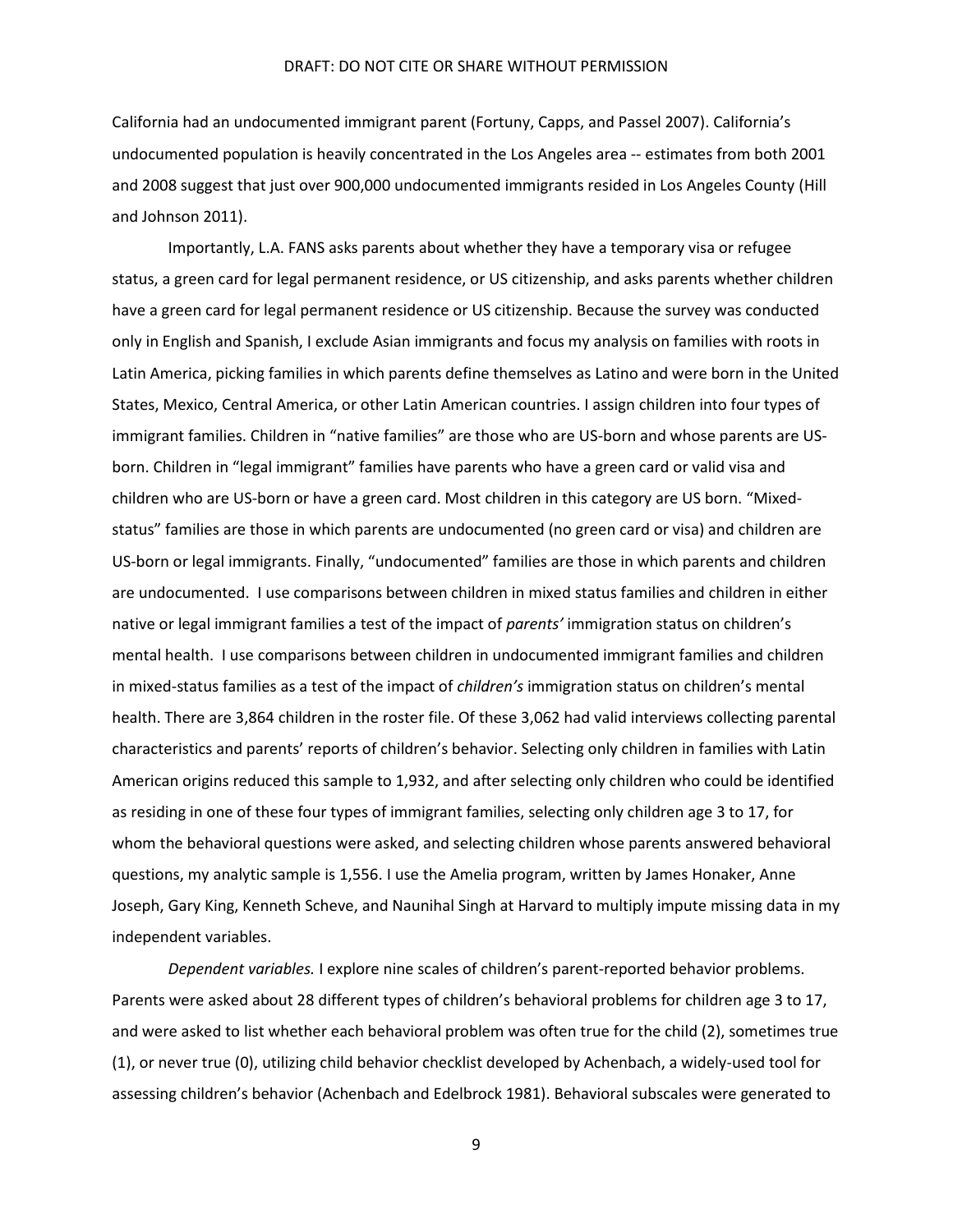California had an undocumented immigrant parent (Fortuny, Capps, and Passel 2007). California's undocumented population is heavily concentrated in the Los Angeles area -- estimates from both 2001 and 2008 suggest that just over 900,000 undocumented immigrants resided in Los Angeles County (Hill and Johnson 2011).

Importantly, L.A. FANS asks parents about whether they have a temporary visa or refugee status, a green card for legal permanent residence, or US citizenship, and asks parents whether children have a green card for legal permanent residence or US citizenship. Because the survey was conducted only in English and Spanish, I exclude Asian immigrants and focus my analysis on families with roots in Latin America, picking families in which parents define themselves as Latino and were born in the United States, Mexico, Central America, or other Latin American countries. I assign children into four types of immigrant families. Children in "native families" are those who are US-born and whose parents are US-born. Children in "legal immigrant" families have parents who have a green card or valid visa and children who are US-born or have a green card. Most children in this category are US born. "Mixed-status" families are those in which parents are undocumented (no green card or visa) and children are US-born or legal immigrants. Finally, "undocumented" families are those in which parents and children are undocumented. I use comparisons between children in mixed status families and children in either native or legal immigrant families a test of the impact of *parents'* immigration status on children's mental health. I use comparisons between children in undocumented immigrant families and children in mixed-status families as a test of the impact of *children's* immigration status on children's mental health. There are 3,864 children in the roster file. Of these 3,062 had valid interviews collecting parental characteristics and parents' reports of children's behavior. Selecting only children in families with Latin American origins reduced this sample to 1,932, and after selecting only children who could be identified as residing in one of these four types of immigrant families, selecting only children age 3 to 17, for whom the behavioral questions were asked, and selecting children whose parents answered behavioral questions, my analytic sample is 1,556. I use the Amelia program, written by James Honaker, Anne Joseph, Gary King, Kenneth Scheve, and Naunihal Singh at Harvard to multiply impute missing data in my independent variables.

*Dependent variables.* I explore nine scales of children's parent-reported behavior problems. Parents were asked about 28 different types of children's behavioral problems for children age 3 to 17, and were asked to list whether each behavioral problem was often true for the child (2), sometimes true (1), or never true (0), utilizing child behavior checklist developed by Achenbach, a widely-used tool for assessing children's behavior (Achenbach and Edelbrock 1981). Behavioral subscales were generated to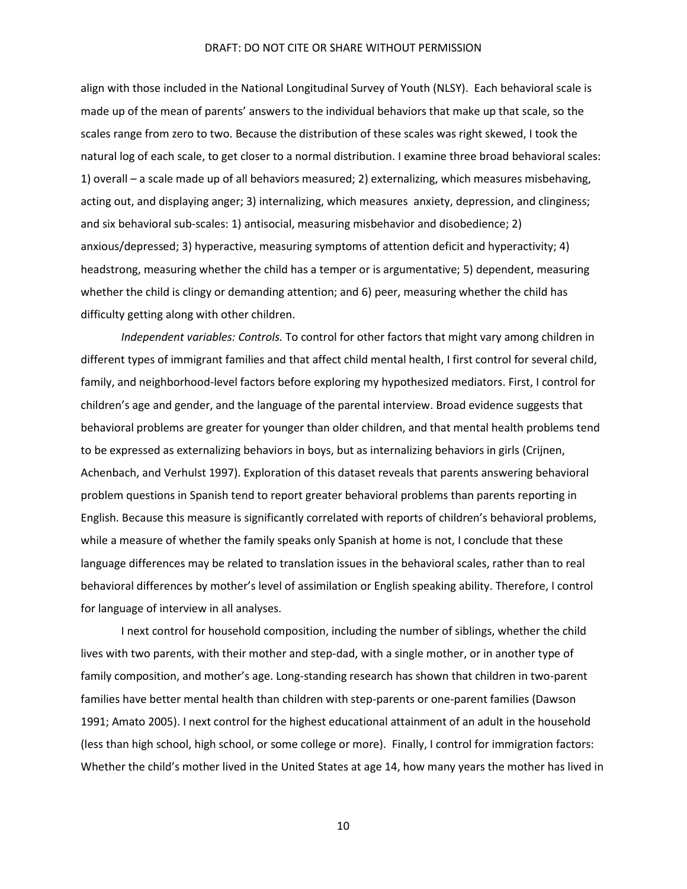align with those included in the National Longitudinal Survey of Youth (NLSY). Each behavioral scale is made up of the mean of parents' answers to the individual behaviors that make up that scale, so the scales range from zero to two. Because the distribution of these scales was right skewed, I took the natural log of each scale, to get closer to a normal distribution. I examine three broad behavioral scales: 1) overall – a scale made up of all behaviors measured; 2) externalizing, which measures misbehaving, acting out, and displaying anger; 3) internalizing, which measures anxiety, depression, and clinginess; and six behavioral sub-scales: 1) antisocial, measuring misbehavior and disobedience; 2) anxious/depressed; 3) hyperactive, measuring symptoms of attention deficit and hyperactivity; 4) headstrong, measuring whether the child has a temper or is argumentative; 5) dependent, measuring whether the child is clingy or demanding attention; and 6) peer, measuring whether the child has difficulty getting along with other children.

*Independent variables: Controls.* To control for other factors that might vary among children in different types of immigrant families and that affect child mental health, I first control for several child, family, and neighborhood-level factors before exploring my hypothesized mediators. First, I control for children's age and gender, and the language of the parental interview. Broad evidence suggests that behavioral problems are greater for younger than older children, and that mental health problems tend to be expressed as externalizing behaviors in boys, but as internalizing behaviors in girls (Crijnen, Achenbach, and Verhulst 1997). Exploration of this dataset reveals that parents answering behavioral problem questions in Spanish tend to report greater behavioral problems than parents reporting in English. Because this measure is significantly correlated with reports of children's behavioral problems, while a measure of whether the family speaks only Spanish at home is not, I conclude that these language differences may be related to translation issues in the behavioral scales, rather than to real behavioral differences by mother's level of assimilation or English speaking ability. Therefore, I control for language of interview in all analyses.

I next control for household composition, including the number of siblings, whether the child lives with two parents, with their mother and step-dad, with a single mother, or in another type of family composition, and mother's age. Long-standing research has shown that children in two-parent families have better mental health than children with step-parents or one-parent families (Dawson 1991; Amato 2005). I next control for the highest educational attainment of an adult in the household (less than high school, high school, or some college or more). Finally, I control for immigration factors: Whether the child's mother lived in the United States at age 14, how many years the mother has lived in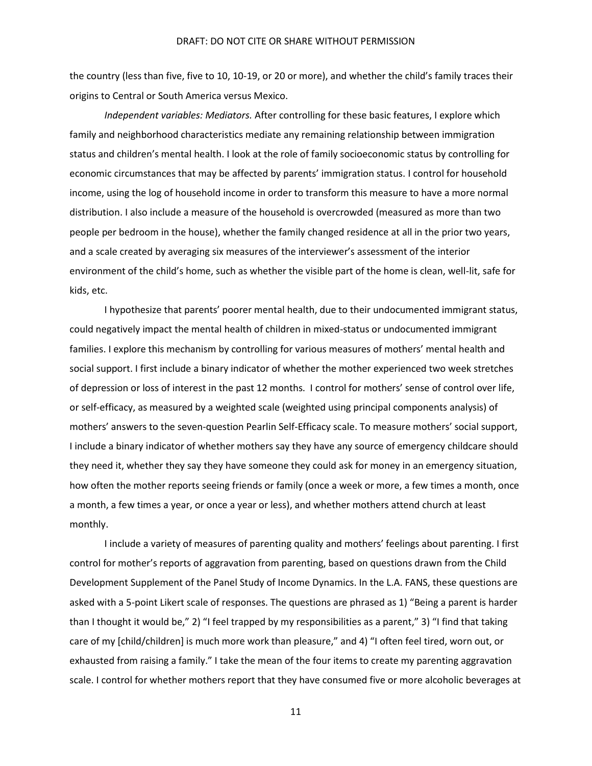the country (less than five, five to 10, 10-19, or 20 or more), and whether the child's family traces their origins to Central or South America versus Mexico.

*Independent variables: Mediators.* After controlling for these basic features, I explore which family and neighborhood characteristics mediate any remaining relationship between immigration status and children's mental health. I look at the role of family socioeconomic status by controlling for economic circumstances that may be affected by parents' immigration status. I control for household income, using the log of household income in order to transform this measure to have a more normal distribution. I also include a measure of the household is overcrowded (measured as more than two people per bedroom in the house), whether the family changed residence at all in the prior two years, and a scale created by averaging six measures of the interviewer's assessment of the interior environment of the child's home, such as whether the visible part of the home is clean, well-lit, safe for kids, etc.

I hypothesize that parents' poorer mental health, due to their undocumented immigrant status, could negatively impact the mental health of children in mixed-status or undocumented immigrant families. I explore this mechanism by controlling for various measures of mothers' mental health and social support. I first include a binary indicator of whether the mother experienced two week stretches of depression or loss of interest in the past 12 months. I control for mothers' sense of control over life, or self-efficacy, as measured by a weighted scale (weighted using principal components analysis) of mothers' answers to the seven-question Pearlin Self-Efficacy scale. To measure mothers' social support, I include a binary indicator of whether mothers say they have any source of emergency childcare should they need it, whether they say they have someone they could ask for money in an emergency situation, how often the mother reports seeing friends or family (once a week or more, a few times a month, once a month, a few times a year, or once a year or less), and whether mothers attend church at least monthly.

I include a variety of measures of parenting quality and mothers' feelings about parenting. I first control for mother's reports of aggravation from parenting, based on questions drawn from the Child Development Supplement of the Panel Study of Income Dynamics. In the L.A. FANS, these questions are asked with a 5-point Likert scale of responses. The questions are phrased as 1) "Being a parent is harder than I thought it would be," 2) "I feel trapped by my responsibilities as a parent," 3) "I find that taking care of my [child/children] is much more work than pleasure," and 4) "I often feel tired, worn out, or exhausted from raising a family." I take the mean of the four items to create my parenting aggravation scale. I control for whether mothers report that they have consumed five or more alcoholic beverages at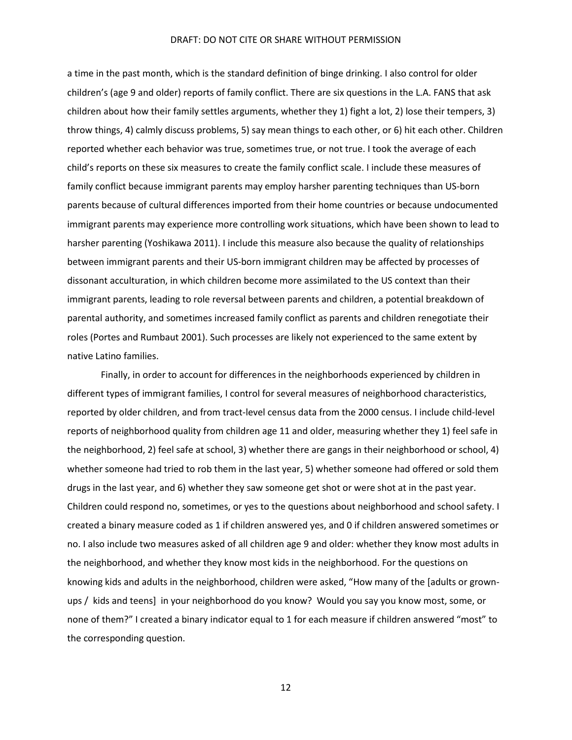a time in the past month, which is the standard definition of binge drinking. I also control for older children's (age 9 and older) reports of family conflict. There are six questions in the L.A. FANS that ask children about how their family settles arguments, whether they 1) fight a lot, 2) lose their tempers, 3) throw things, 4) calmly discuss problems, 5) say mean things to each other, or 6) hit each other. Children reported whether each behavior was true, sometimes true, or not true. I took the average of each child's reports on these six measures to create the family conflict scale. I include these measures of family conflict because immigrant parents may employ harsher parenting techniques than US-born parents because of cultural differences imported from their home countries or because undocumented immigrant parents may experience more controlling work situations, which have been shown to lead to harsher parenting (Yoshikawa 2011). I include this measure also because the quality of relationships between immigrant parents and their US-born immigrant children may be affected by processes of dissonant acculturation, in which children become more assimilated to the US context than their immigrant parents, leading to role reversal between parents and children, a potential breakdown of parental authority, and sometimes increased family conflict as parents and children renegotiate their roles (Portes and Rumbaut 2001). Such processes are likely not experienced to the same extent by native Latino families.

Finally, in order to account for differences in the neighborhoods experienced by children in different types of immigrant families, I control for several measures of neighborhood characteristics, reported by older children, and from tract-level census data from the 2000 census. I include child-level reports of neighborhood quality from children age 11 and older, measuring whether they 1) feel safe in the neighborhood, 2) feel safe at school, 3) whether there are gangs in their neighborhood or school, 4) whether someone had tried to rob them in the last year, 5) whether someone had offered or sold them drugs in the last year, and 6) whether they saw someone get shot or were shot at in the past year. Children could respond no, sometimes, or yes to the questions about neighborhood and school safety. I created a binary measure coded as 1 if children answered yes, and 0 if children answered sometimes or no. I also include two measures asked of all children age 9 and older: whether they know most adults in the neighborhood, and whether they know most kids in the neighborhood. For the questions on knowing kids and adults in the neighborhood, children were asked, "How many of the [adults or grown-ups / kids and teens] in your neighborhood do you know? Would you say you know most, some, or none of them?" I created a binary indicator equal to 1 for each measure if children answered "most" to the corresponding question.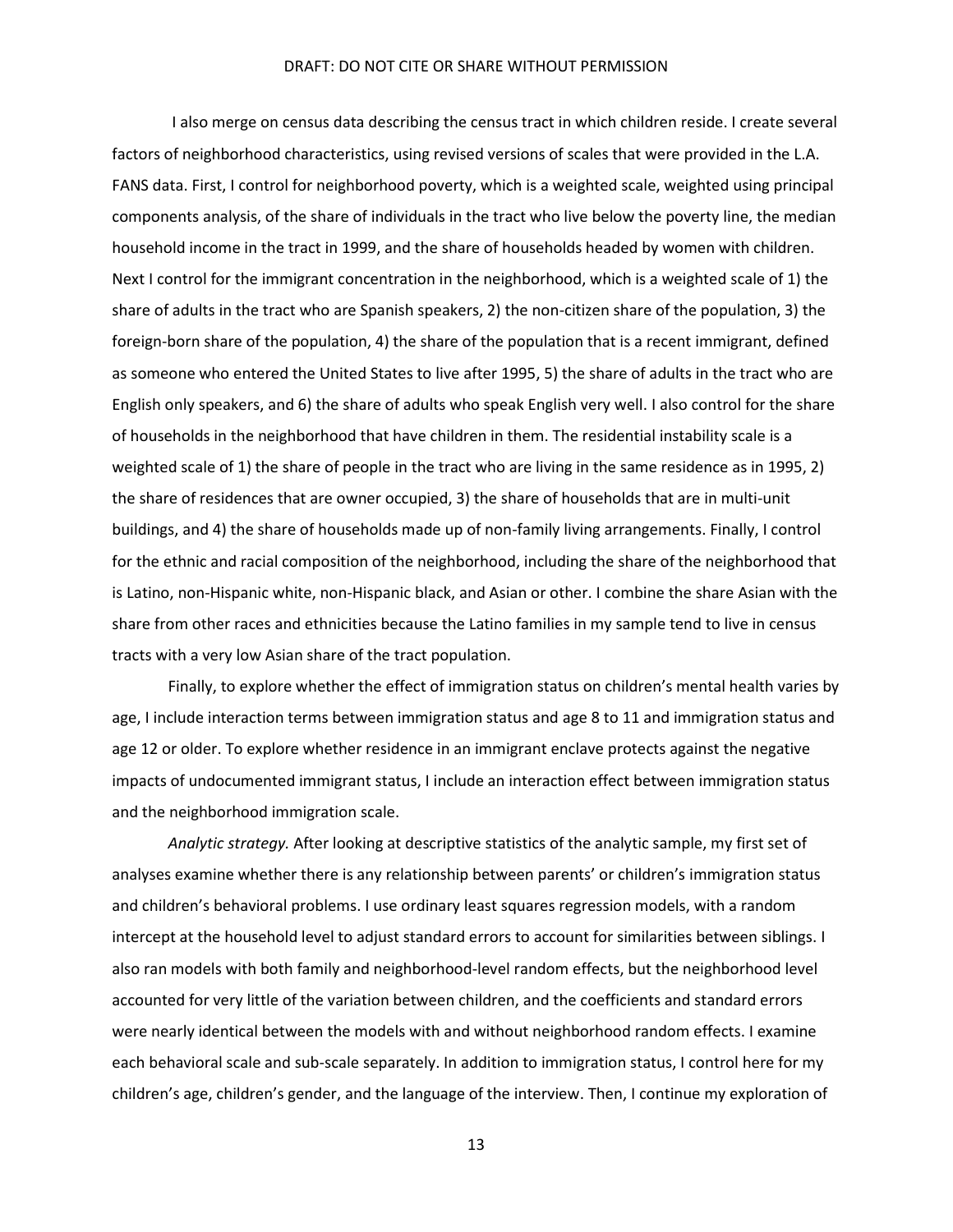I also merge on census data describing the census tract in which children reside. I create several factors of neighborhood characteristics, using revised versions of scales that were provided in the L.A. FANS data. First, I control for neighborhood poverty, which is a weighted scale, weighted using principal components analysis, of the share of individuals in the tract who live below the poverty line, the median household income in the tract in 1999, and the share of households headed by women with children. Next I control for the immigrant concentration in the neighborhood, which is a weighted scale of 1) the share of adults in the tract who are Spanish speakers, 2) the non-citizen share of the population, 3) the foreign-born share of the population, 4) the share of the population that is a recent immigrant, defined as someone who entered the United States to live after 1995, 5) the share of adults in the tract who are English only speakers, and 6) the share of adults who speak English very well. I also control for the share of households in the neighborhood that have children in them. The residential instability scale is a weighted scale of 1) the share of people in the tract who are living in the same residence as in 1995, 2) the share of residences that are owner occupied, 3) the share of households that are in multi-unit buildings, and 4) the share of households made up of non-family living arrangements. Finally, I control for the ethnic and racial composition of the neighborhood, including the share of the neighborhood that is Latino, non-Hispanic white, non-Hispanic black, and Asian or other. I combine the share Asian with the share from other races and ethnicities because the Latino families in my sample tend to live in census tracts with a very low Asian share of the tract population.

Finally, to explore whether the effect of immigration status on children's mental health varies by age, I include interaction terms between immigration status and age 8 to 11 and immigration status and age 12 or older. To explore whether residence in an immigrant enclave protects against the negative impacts of undocumented immigrant status, I include an interaction effect between immigration status and the neighborhood immigration scale.

*Analytic strategy.* After looking at descriptive statistics of the analytic sample, my first set of analyses examine whether there is any relationship between parents' or children's immigration status and children's behavioral problems. I use ordinary least squares regression models, with a random intercept at the household level to adjust standard errors to account for similarities between siblings. I also ran models with both family and neighborhood-level random effects, but the neighborhood level accounted for very little of the variation between children, and the coefficients and standard errors were nearly identical between the models with and without neighborhood random effects. I examine each behavioral scale and sub-scale separately. In addition to immigration status, I control here for my children's age, children's gender, and the language of the interview. Then, I continue my exploration of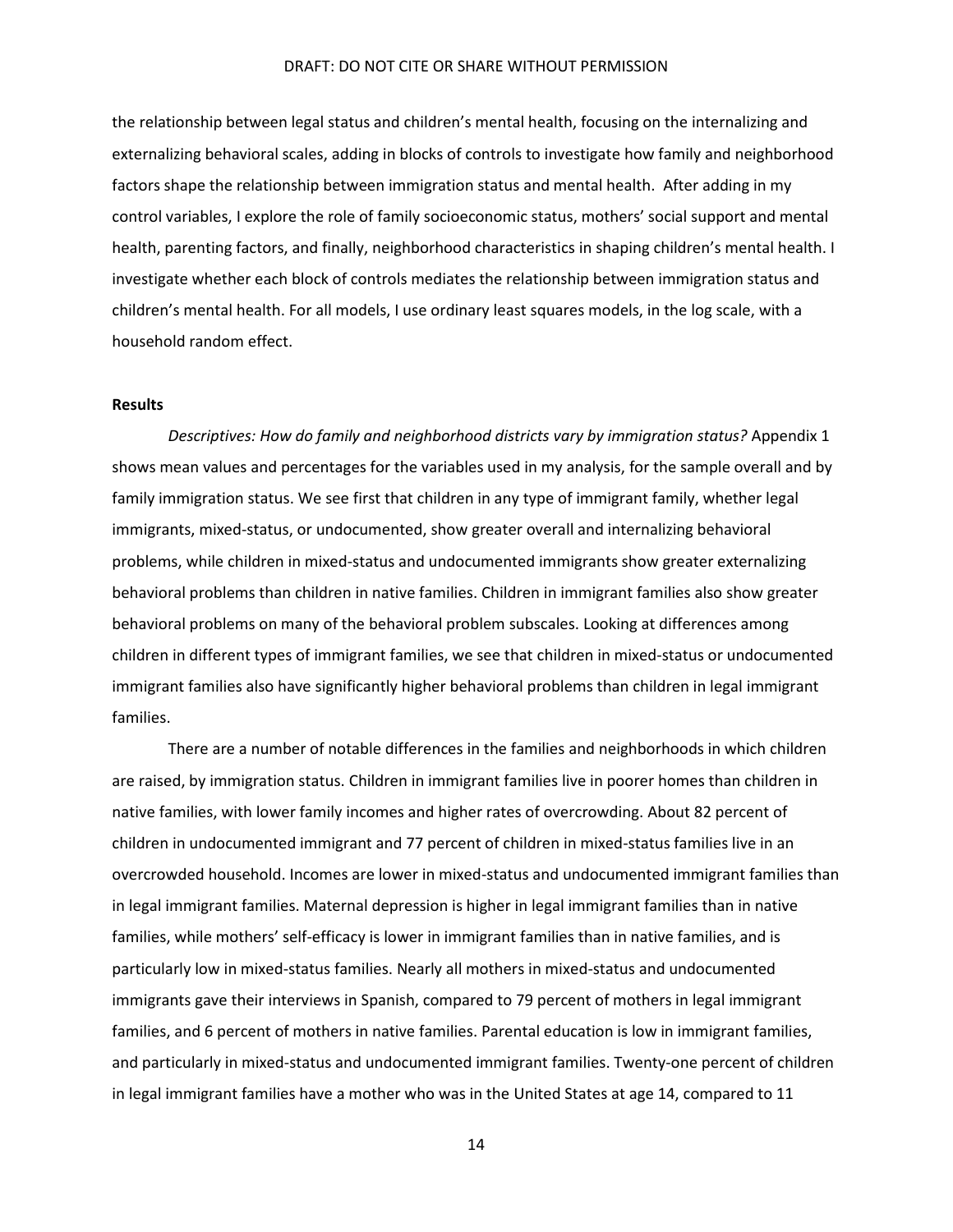the relationship between legal status and children's mental health, focusing on the internalizing and externalizing behavioral scales, adding in blocks of controls to investigate how family and neighborhood factors shape the relationship between immigration status and mental health. After adding in my control variables, I explore the role of family socioeconomic status, mothers' social support and mental health, parenting factors, and finally, neighborhood characteristics in shaping children's mental health. I investigate whether each block of controls mediates the relationship between immigration status and children's mental health. For all models, I use ordinary least squares models, in the log scale, with a household random effect.

**Results**

*Descriptives: How do family and neighborhood districts vary by immigration status?* Appendix 1 shows mean values and percentages for the variables used in my analysis, for the sample overall and by family immigration status. We see first that children in any type of immigrant family, whether legal immigrants, mixed-status, or undocumented, show greater overall and internalizing behavioral problems, while children in mixed-status and undocumented immigrants show greater externalizing behavioral problems than children in native families. Children in immigrant families also show greater behavioral problems on many of the behavioral problem subscales. Looking at differences among children in different types of immigrant families, we see that children in mixed-status or undocumented immigrant families also have significantly higher behavioral problems than children in legal immigrant families.

There are a number of notable differences in the families and neighborhoods in which children are raised, by immigration status. Children in immigrant families live in poorer homes than children in native families, with lower family incomes and higher rates of overcrowding. About 82 percent of children in undocumented immigrant and 77 percent of children in mixed-status families live in an overcrowded household. Incomes are lower in mixed-status and undocumented immigrant families than in legal immigrant families. Maternal depression is higher in legal immigrant families than in native families, while mothers' self-efficacy is lower in immigrant families than in native families, and is particularly low in mixed-status families. Nearly all mothers in mixed-status and undocumented immigrants gave their interviews in Spanish, compared to 79 percent of mothers in legal immigrant families, and 6 percent of mothers in native families. Parental education is low in immigrant families, and particularly in mixed-status and undocumented immigrant families. Twenty-one percent of children in legal immigrant families have a mother who was in the United States at age 14, compared to 11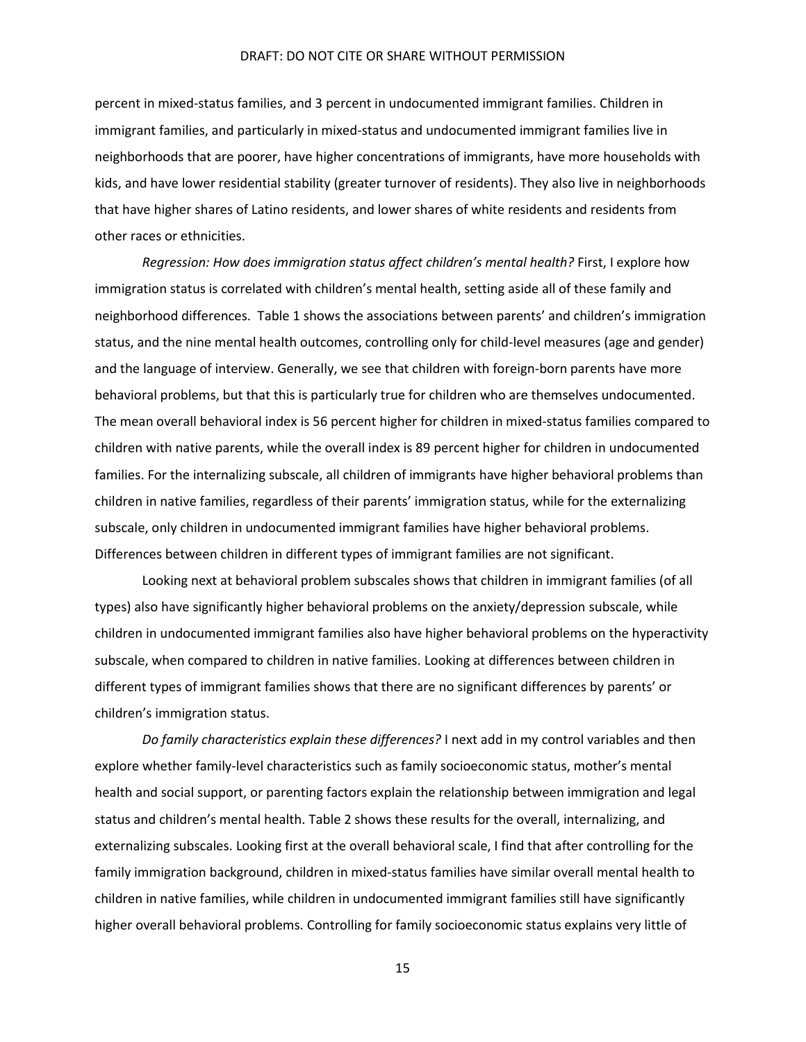percent in mixed-status families, and 3 percent in undocumented immigrant families. Children in immigrant families, and particularly in mixed-status and undocumented immigrant families live in neighborhoods that are poorer, have higher concentrations of immigrants, have more households with kids, and have lower residential stability (greater turnover of residents). They also live in neighborhoods that have higher shares of Latino residents, and lower shares of white residents and residents from other races or ethnicities.

*Regression: How does immigration status affect children's mental health?* First, I explore how immigration status is correlated with children's mental health, setting aside all of these family and neighborhood differences. Table 1 shows the associations between parents' and children's immigration status, and the nine mental health outcomes, controlling only for child-level measures (age and gender) and the language of interview. Generally, we see that children with foreign-born parents have more behavioral problems, but that this is particularly true for children who are themselves undocumented. The mean overall behavioral index is 56 percent higher for children in mixed-status families compared to children with native parents, while the overall index is 89 percent higher for children in undocumented families. For the internalizing subscale, all children of immigrants have higher behavioral problems than children in native families, regardless of their parents' immigration status, while for the externalizing subscale, only children in undocumented immigrant families have higher behavioral problems. Differences between children in different types of immigrant families are not significant.

Looking next at behavioral problem subscales shows that children in immigrant families (of all types) also have significantly higher behavioral problems on the anxiety/depression subscale, while children in undocumented immigrant families also have higher behavioral problems on the hyperactivity subscale, when compared to children in native families. Looking at differences between children in different types of immigrant families shows that there are no significant differences by parents' or children's immigration status.

*Do family characteristics explain these differences?* I next add in my control variables and then explore whether family-level characteristics such as family socioeconomic status, mother's mental health and social support, or parenting factors explain the relationship between immigration and legal status and children's mental health. Table 2 shows these results for the overall, internalizing, and externalizing subscales. Looking first at the overall behavioral scale, I find that after controlling for the family immigration background, children in mixed-status families have similar overall mental health to children in native families, while children in undocumented immigrant families still have significantly higher overall behavioral problems. Controlling for family socioeconomic status explains very little of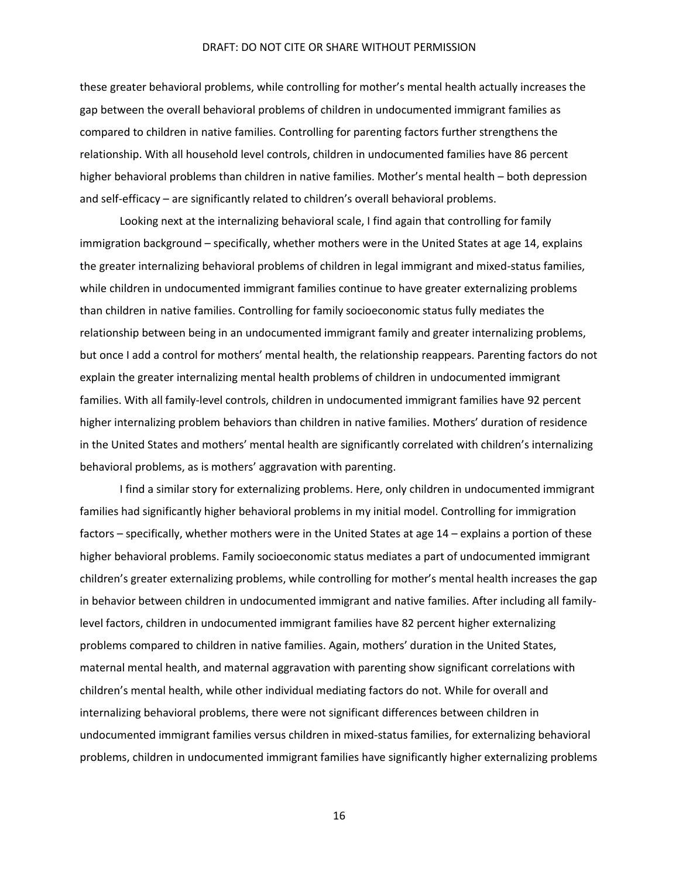these greater behavioral problems, while controlling for mother's mental health actually increases the gap between the overall behavioral problems of children in undocumented immigrant families as compared to children in native families. Controlling for parenting factors further strengthens the relationship. With all household level controls, children in undocumented families have 86 percent higher behavioral problems than children in native families. Mother's mental health – both depression and self-efficacy – are significantly related to children's overall behavioral problems.

Looking next at the internalizing behavioral scale, I find again that controlling for family immigration background – specifically, whether mothers were in the United States at age 14, explains the greater internalizing behavioral problems of children in legal immigrant and mixed-status families, while children in undocumented immigrant families continue to have greater externalizing problems than children in native families. Controlling for family socioeconomic status fully mediates the relationship between being in an undocumented immigrant family and greater internalizing problems, but once I add a control for mothers' mental health, the relationship reappears. Parenting factors do not explain the greater internalizing mental health problems of children in undocumented immigrant families. With all family-level controls, children in undocumented immigrant families have 92 percent higher internalizing problem behaviors than children in native families. Mothers' duration of residence in the United States and mothers' mental health are significantly correlated with children's internalizing behavioral problems, as is mothers' aggravation with parenting.

I find a similar story for externalizing problems. Here, only children in undocumented immigrant families had significantly higher behavioral problems in my initial model. Controlling for immigration factors – specifically, whether mothers were in the United States at age 14 – explains a portion of these higher behavioral problems. Family socioeconomic status mediates a part of undocumented immigrant children's greater externalizing problems, while controlling for mother's mental health increases the gap in behavior between children in undocumented immigrant and native families. After including all family-level factors, children in undocumented immigrant families have 82 percent higher externalizing problems compared to children in native families. Again, mothers' duration in the United States, maternal mental health, and maternal aggravation with parenting show significant correlations with children's mental health, while other individual mediating factors do not. While for overall and internalizing behavioral problems, there were not significant differences between children in undocumented immigrant families versus children in mixed-status families, for externalizing behavioral problems, children in undocumented immigrant families have significantly higher externalizing problems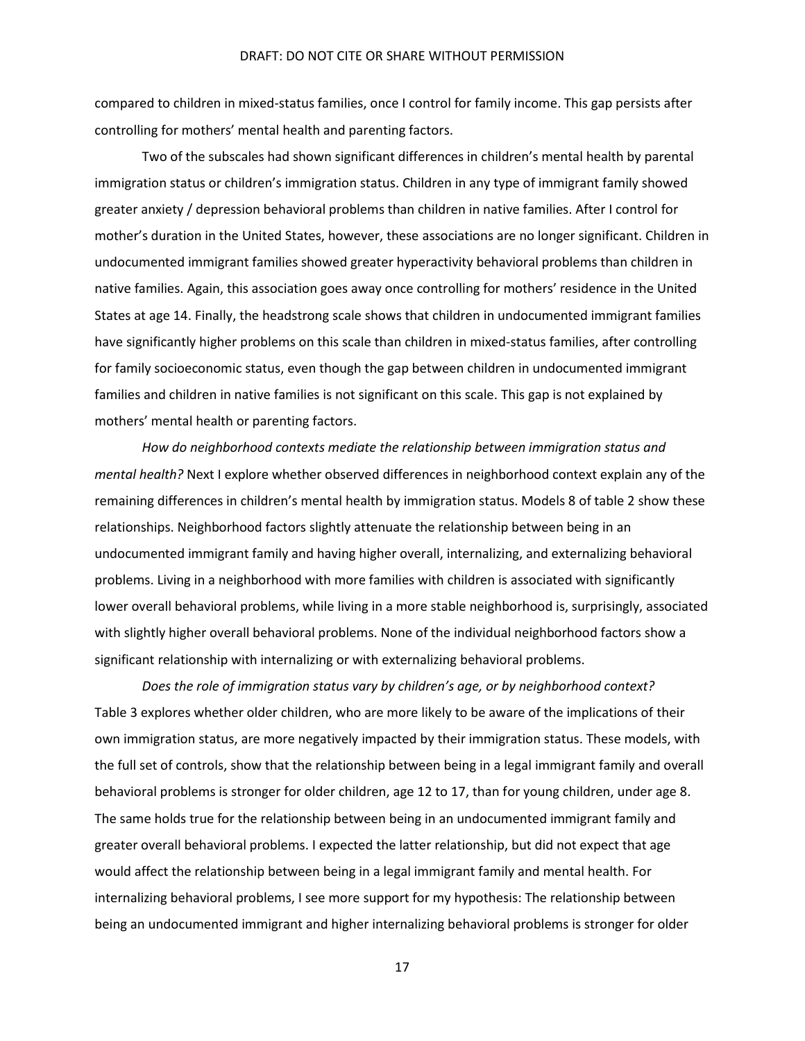compared to children in mixed-status families, once I control for family income. This gap persists after controlling for mothers' mental health and parenting factors.

Two of the subscales had shown significant differences in children's mental health by parental immigration status or children's immigration status. Children in any type of immigrant family showed greater anxiety / depression behavioral problems than children in native families. After I control for mother's duration in the United States, however, these associations are no longer significant. Children in undocumented immigrant families showed greater hyperactivity behavioral problems than children in native families. Again, this association goes away once controlling for mothers' residence in the United States at age 14. Finally, the headstrong scale shows that children in undocumented immigrant families have significantly higher problems on this scale than children in mixed-status families, after controlling for family socioeconomic status, even though the gap between children in undocumented immigrant families and children in native families is not significant on this scale. This gap is not explained by mothers' mental health or parenting factors.

*How do neighborhood contexts mediate the relationship between immigration status and mental health?* Next I explore whether observed differences in neighborhood context explain any of the remaining differences in children's mental health by immigration status. Models 8 of table 2 show these relationships. Neighborhood factors slightly attenuate the relationship between being in an undocumented immigrant family and having higher overall, internalizing, and externalizing behavioral problems. Living in a neighborhood with more families with children is associated with significantly lower overall behavioral problems, while living in a more stable neighborhood is, surprisingly, associated with slightly higher overall behavioral problems. None of the individual neighborhood factors show a significant relationship with internalizing or with externalizing behavioral problems.

*Does the role of immigration status vary by children's age, or by neighborhood context?* Table 3 explores whether older children, who are more likely to be aware of the implications of their own immigration status, are more negatively impacted by their immigration status. These models, with the full set of controls, show that the relationship between being in a legal immigrant family and overall behavioral problems is stronger for older children, age 12 to 17, than for young children, under age 8. The same holds true for the relationship between being in an undocumented immigrant family and greater overall behavioral problems. I expected the latter relationship, but did not expect that age would affect the relationship between being in a legal immigrant family and mental health. For internalizing behavioral problems, I see more support for my hypothesis: The relationship between being an undocumented immigrant and higher internalizing behavioral problems is stronger for older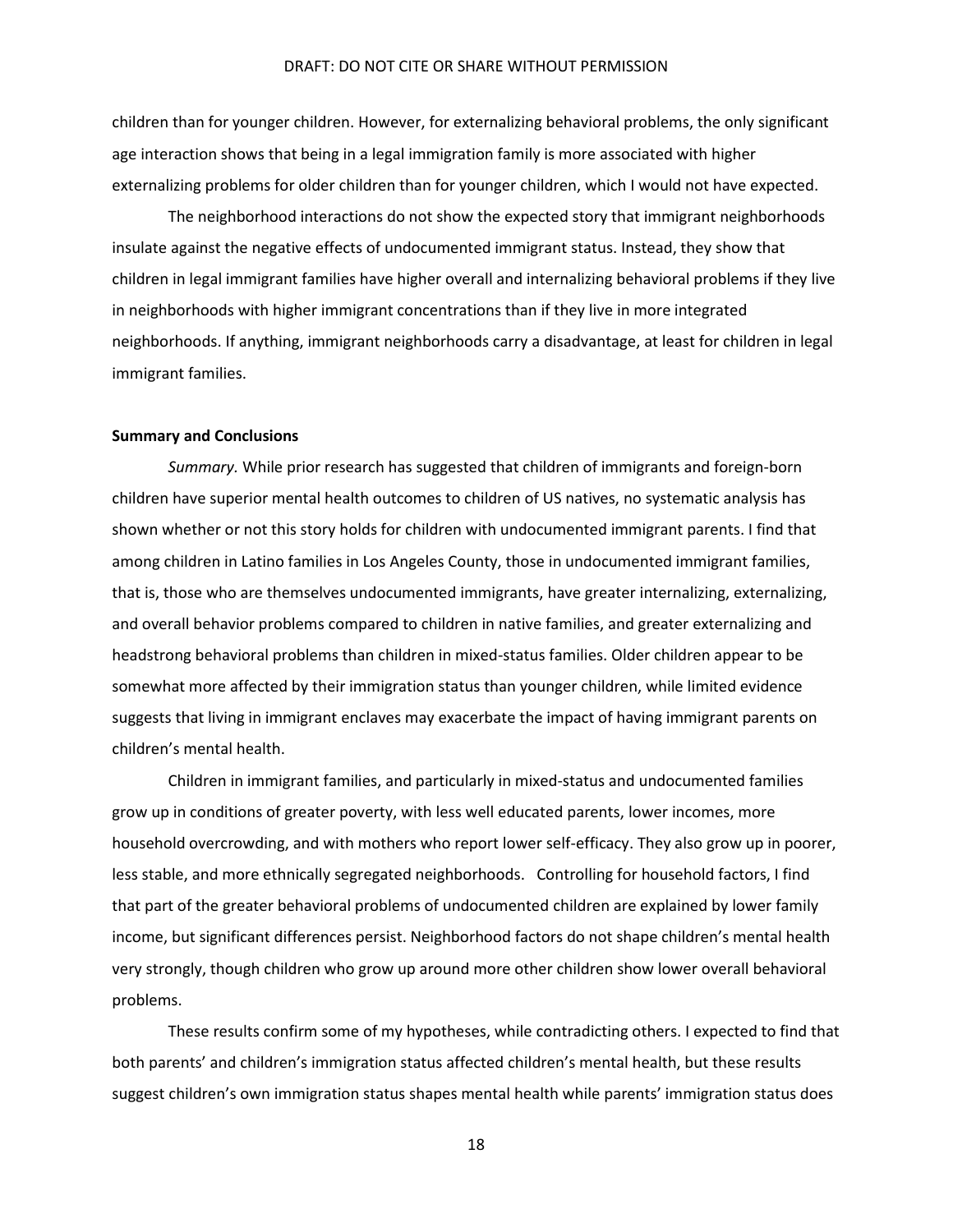children than for younger children. However, for externalizing behavioral problems, the only significant age interaction shows that being in a legal immigration family is more associated with higher externalizing problems for older children than for younger children, which I would not have expected.

The neighborhood interactions do not show the expected story that immigrant neighborhoods insulate against the negative effects of undocumented immigrant status. Instead, they show that children in legal immigrant families have higher overall and internalizing behavioral problems if they live in neighborhoods with higher immigrant concentrations than if they live in more integrated neighborhoods. If anything, immigrant neighborhoods carry a disadvantage, at least for children in legal immigrant families.

**Summary and Conclusions**

*Summary.* While prior research has suggested that children of immigrants and foreign-born children have superior mental health outcomes to children of US natives, no systematic analysis has shown whether or not this story holds for children with undocumented immigrant parents. I find that among children in Latino families in Los Angeles County, those in undocumented immigrant families, that is, those who are themselves undocumented immigrants, have greater internalizing, externalizing, and overall behavior problems compared to children in native families, and greater externalizing and headstrong behavioral problems than children in mixed-status families. Older children appear to be somewhat more affected by their immigration status than younger children, while limited evidence suggests that living in immigrant enclaves may exacerbate the impact of having immigrant parents on children's mental health.

Children in immigrant families, and particularly in mixed-status and undocumented families grow up in conditions of greater poverty, with less well educated parents, lower incomes, more household overcrowding, and with mothers who report lower self-efficacy. They also grow up in poorer, less stable, and more ethnically segregated neighborhoods. Controlling for household factors, I find that part of the greater behavioral problems of undocumented children are explained by lower family income, but significant differences persist. Neighborhood factors do not shape children's mental health very strongly, though children who grow up around more other children show lower overall behavioral problems.

These results confirm some of my hypotheses, while contradicting others. I expected to find that both parents' and children's immigration status affected children's mental health, but these results suggest children's own immigration status shapes mental health while parents' immigration status does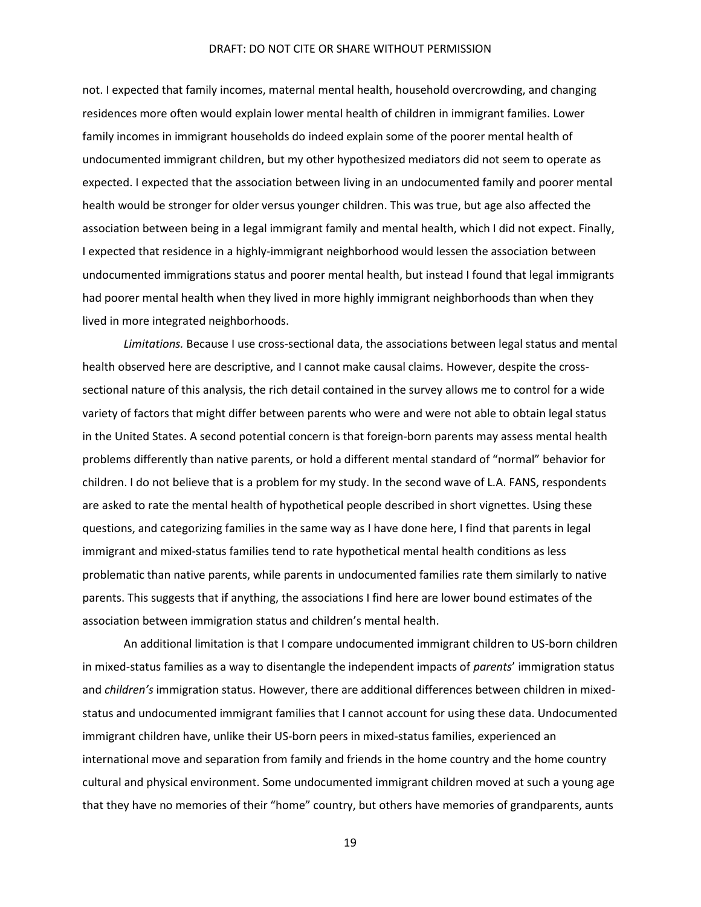not. I expected that family incomes, maternal mental health, household overcrowding, and changing residences more often would explain lower mental health of children in immigrant families. Lower family incomes in immigrant households do indeed explain some of the poorer mental health of undocumented immigrant children, but my other hypothesized mediators did not seem to operate as expected. I expected that the association between living in an undocumented family and poorer mental health would be stronger for older versus younger children. This was true, but age also affected the association between being in a legal immigrant family and mental health, which I did not expect. Finally, I expected that residence in a highly-immigrant neighborhood would lessen the association between undocumented immigrations status and poorer mental health, but instead I found that legal immigrants had poorer mental health when they lived in more highly immigrant neighborhoods than when they lived in more integrated neighborhoods.

*Limitations.* Because I use cross-sectional data, the associations between legal status and mental health observed here are descriptive, and I cannot make causal claims. However, despite the cross-sectional nature of this analysis, the rich detail contained in the survey allows me to control for a wide variety of factors that might differ between parents who were and were not able to obtain legal status in the United States. A second potential concern is that foreign-born parents may assess mental health problems differently than native parents, or hold a different mental standard of "normal" behavior for children. I do not believe that is a problem for my study. In the second wave of L.A. FANS, respondents are asked to rate the mental health of hypothetical people described in short vignettes. Using these questions, and categorizing families in the same way as I have done here, I find that parents in legal immigrant and mixed-status families tend to rate hypothetical mental health conditions as less problematic than native parents, while parents in undocumented families rate them similarly to native parents. This suggests that if anything, the associations I find here are lower bound estimates of the association between immigration status and children's mental health.

An additional limitation is that I compare undocumented immigrant children to US-born children in mixed-status families as a way to disentangle the independent impacts of *parents*' immigration status and *children's* immigration status. However, there are additional differences between children in mixed-status and undocumented immigrant families that I cannot account for using these data. Undocumented immigrant children have, unlike their US-born peers in mixed-status families, experienced an international move and separation from family and friends in the home country and the home country cultural and physical environment. Some undocumented immigrant children moved at such a young age that they have no memories of their "home" country, but others have memories of grandparents, aunts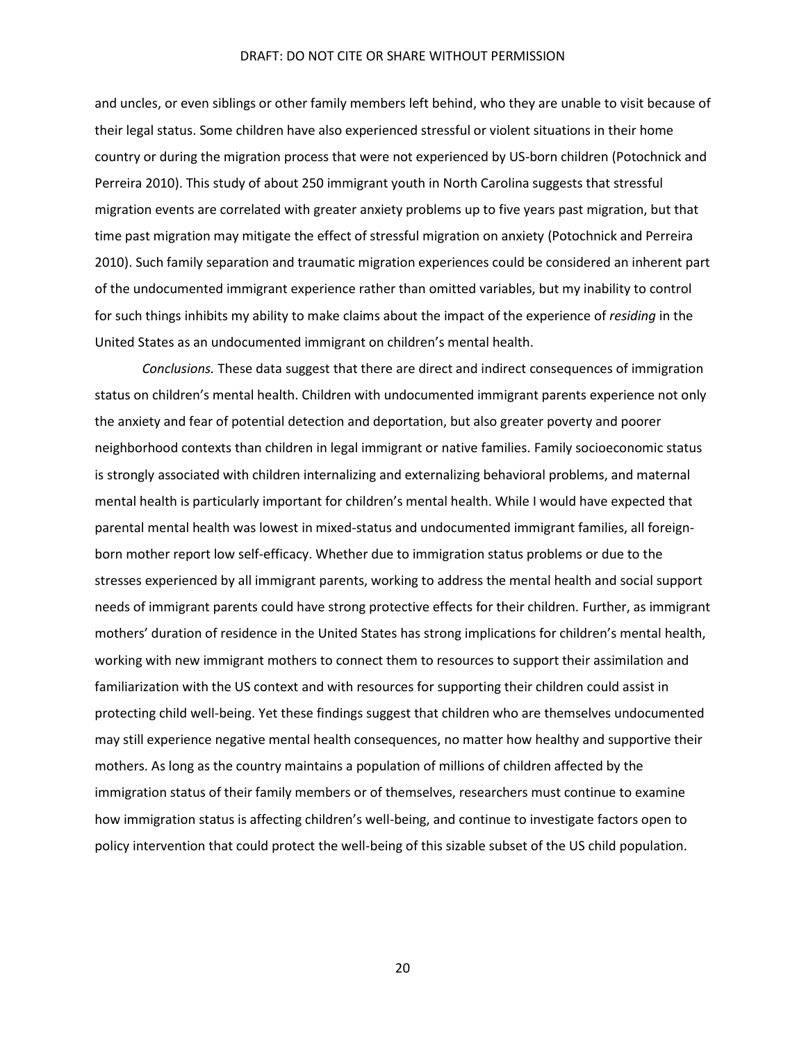and uncles, or even siblings or other family members left behind, who they are unable to visit because of their legal status. Some children have also experienced stressful or violent situations in their home country or during the migration process that were not experienced by US-born children (Potochnick and Perreira 2010). This study of about 250 immigrant youth in North Carolina suggests that stressful migration events are correlated with greater anxiety problems up to five years past migration, but that time past migration may mitigate the effect of stressful migration on anxiety (Potochnick and Perreira 2010). Such family separation and traumatic migration experiences could be considered an inherent part of the undocumented immigrant experience rather than omitted variables, but my inability to control for such things inhibits my ability to make claims about the impact of the experience of *residing* in the United States as an undocumented immigrant on children's mental health.

*Conclusions.* These data suggest that there are direct and indirect consequences of immigration status on children's mental health. Children with undocumented immigrant parents experience not only the anxiety and fear of potential detection and deportation, but also greater poverty and poorer neighborhood contexts than children in legal immigrant or native families. Family socioeconomic status is strongly associated with children internalizing and externalizing behavioral problems, and maternal mental health is particularly important for children's mental health. While I would have expected that parental mental health was lowest in mixed-status and undocumented immigrant families, all foreign-born mother report low self-efficacy. Whether due to immigration status problems or due to the stresses experienced by all immigrant parents, working to address the mental health and social support needs of immigrant parents could have strong protective effects for their children. Further, as immigrant mothers' duration of residence in the United States has strong implications for children's mental health, working with new immigrant mothers to connect them to resources to support their assimilation and familiarization with the US context and with resources for supporting their children could assist in protecting child well-being. Yet these findings suggest that children who are themselves undocumented may still experience negative mental health consequences, no matter how healthy and supportive their mothers. As long as the country maintains a population of millions of children affected by the immigration status of their family members or of themselves, researchers must continue to examine how immigration status is affecting children's well-being, and continue to investigate factors open to policy intervention that could protect the well-being of this sizable subset of the US child population.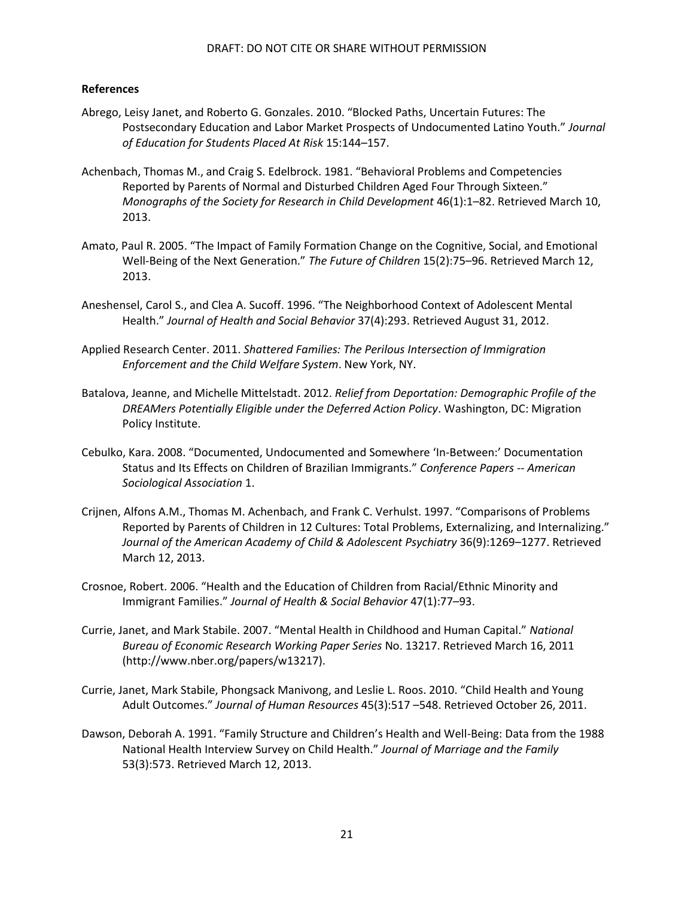**References**

Abrego, Leisy Janet, and Roberto G. Gonzales. 2010. "Blocked Paths, Uncertain Futures: The Postsecondary Education and Labor Market Prospects of Undocumented Latino Youth." *Journal of Education for Students Placed At Risk* 15:144–157.

Achenbach, Thomas M., and Craig S. Edelbrock. 1981. "Behavioral Problems and Competencies Reported by Parents of Normal and Disturbed Children Aged Four Through Sixteen." *Monographs of the Society for Research in Child Development* 46(1):1–82. Retrieved March 10, 2013.

Amato, Paul R. 2005. "The Impact of Family Formation Change on the Cognitive, Social, and Emotional Well-Being of the Next Generation." *The Future of Children* 15(2):75–96. Retrieved March 12, 2013.

Aneshensel, Carol S., and Clea A. Sucoff. 1996. "The Neighborhood Context of Adolescent Mental Health." *Journal of Health and Social Behavior* 37(4):293. Retrieved August 31, 2012.

Applied Research Center. 2011. *Shattered Families: The Perilous Intersection of Immigration Enforcement and the Child Welfare System*. New York, NY.

Batalova, Jeanne, and Michelle Mittelstadt. 2012. *Relief from Deportation: Demographic Profile of the DREAMers Potentially Eligible under the Deferred Action Policy*. Washington, DC: Migration Policy Institute.

Cebulko, Kara. 2008. "Documented, Undocumented and Somewhere 'In-Between:' Documentation Status and Its Effects on Children of Brazilian Immigrants." *Conference Papers -- American Sociological Association* 1.

Crijnen, Alfons A.M., Thomas M. Achenbach, and Frank C. Verhulst. 1997. "Comparisons of Problems Reported by Parents of Children in 12 Cultures: Total Problems, Externalizing, and Internalizing." *Journal of the American Academy of Child & Adolescent Psychiatry* 36(9):1269–1277. Retrieved March 12, 2013.

Crosnoe, Robert. 2006. "Health and the Education of Children from Racial/Ethnic Minority and Immigrant Families." *Journal of Health & Social Behavior* 47(1):77–93.

Currie, Janet, and Mark Stabile. 2007. "Mental Health in Childhood and Human Capital." *National Bureau of Economic Research Working Paper Series* No. 13217. Retrieved March 16, 2011 (http://www.nber.org/papers/w13217).

Currie, Janet, Mark Stabile, Phongsack Manivong, and Leslie L. Roos. 2010. "Child Health and Young Adult Outcomes." *Journal of Human Resources* 45(3):517 –548. Retrieved October 26, 2011.

Dawson, Deborah A. 1991. "Family Structure and Children's Health and Well-Being: Data from the 1988 National Health Interview Survey on Child Health." *Journal of Marriage and the Family* 53(3):573. Retrieved March 12, 2013.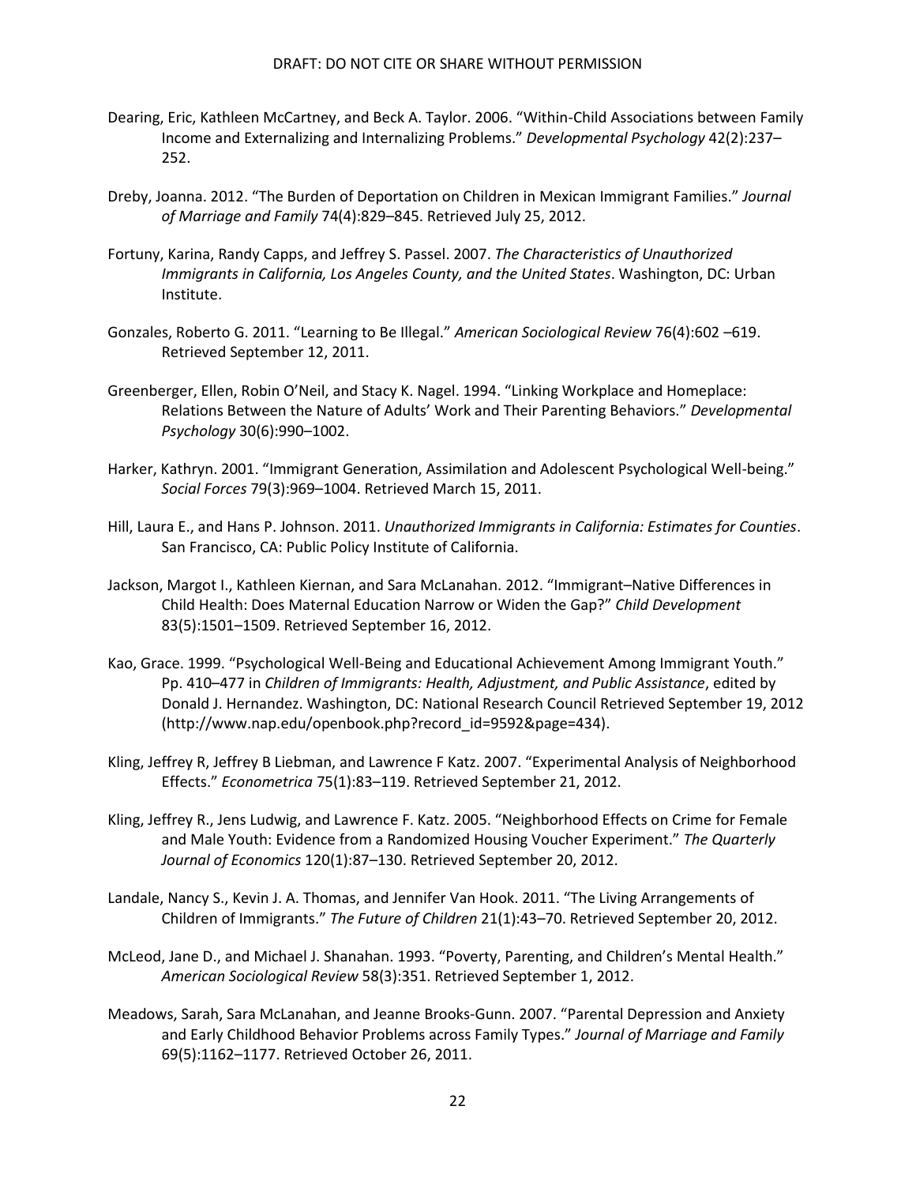Dearing, Eric, Kathleen McCartney, and Beck A. Taylor. 2006. "Within-Child Associations between Family Income and Externalizing and Internalizing Problems." *Developmental Psychology* 42(2):237–252.

Dreby, Joanna. 2012. "The Burden of Deportation on Children in Mexican Immigrant Families." *Journal of Marriage and Family* 74(4):829–845. Retrieved July 25, 2012.

Fortuny, Karina, Randy Capps, and Jeffrey S. Passel. 2007. *The Characteristics of Unauthorized Immigrants in California, Los Angeles County, and the United States*. Washington, DC: Urban Institute.

Gonzales, Roberto G. 2011. "Learning to Be Illegal." *American Sociological Review* 76(4):602 –619. Retrieved September 12, 2011.

Greenberger, Ellen, Robin O'Neil, and Stacy K. Nagel. 1994. "Linking Workplace and Homeplace: Relations Between the Nature of Adults' Work and Their Parenting Behaviors." *Developmental Psychology* 30(6):990–1002.

Harker, Kathryn. 2001. "Immigrant Generation, Assimilation and Adolescent Psychological Well-being." *Social Forces* 79(3):969–1004. Retrieved March 15, 2011.

Hill, Laura E., and Hans P. Johnson. 2011. *Unauthorized Immigrants in California: Estimates for Counties*. San Francisco, CA: Public Policy Institute of California.

Jackson, Margot I., Kathleen Kiernan, and Sara McLanahan. 2012. "Immigrant–Native Differences in Child Health: Does Maternal Education Narrow or Widen the Gap?" *Child Development* 83(5):1501–1509. Retrieved September 16, 2012.

Kao, Grace. 1999. "Psychological Well-Being and Educational Achievement Among Immigrant Youth." Pp. 410–477 in *Children of Immigrants: Health, Adjustment, and Public Assistance*, edited by Donald J. Hernandez. Washington, DC: National Research Council Retrieved September 19, 2012 (http://www.nap.edu/openbook.php?record_id=9592&page=434).

Kling, Jeffrey R, Jeffrey B Liebman, and Lawrence F Katz. 2007. "Experimental Analysis of Neighborhood Effects." *Econometrica* 75(1):83–119. Retrieved September 21, 2012.

Kling, Jeffrey R., Jens Ludwig, and Lawrence F. Katz. 2005. "Neighborhood Effects on Crime for Female and Male Youth: Evidence from a Randomized Housing Voucher Experiment." *The Quarterly Journal of Economics* 120(1):87–130. Retrieved September 20, 2012.

Landale, Nancy S., Kevin J. A. Thomas, and Jennifer Van Hook. 2011. "The Living Arrangements of Children of Immigrants." *The Future of Children* 21(1):43–70. Retrieved September 20, 2012.

McLeod, Jane D., and Michael J. Shanahan. 1993. "Poverty, Parenting, and Children's Mental Health." *American Sociological Review* 58(3):351. Retrieved September 1, 2012.

Meadows, Sarah, Sara McLanahan, and Jeanne Brooks-Gunn. 2007. "Parental Depression and Anxiety and Early Childhood Behavior Problems across Family Types." *Journal of Marriage and Family* 69(5):1162–1177. Retrieved October 26, 2011.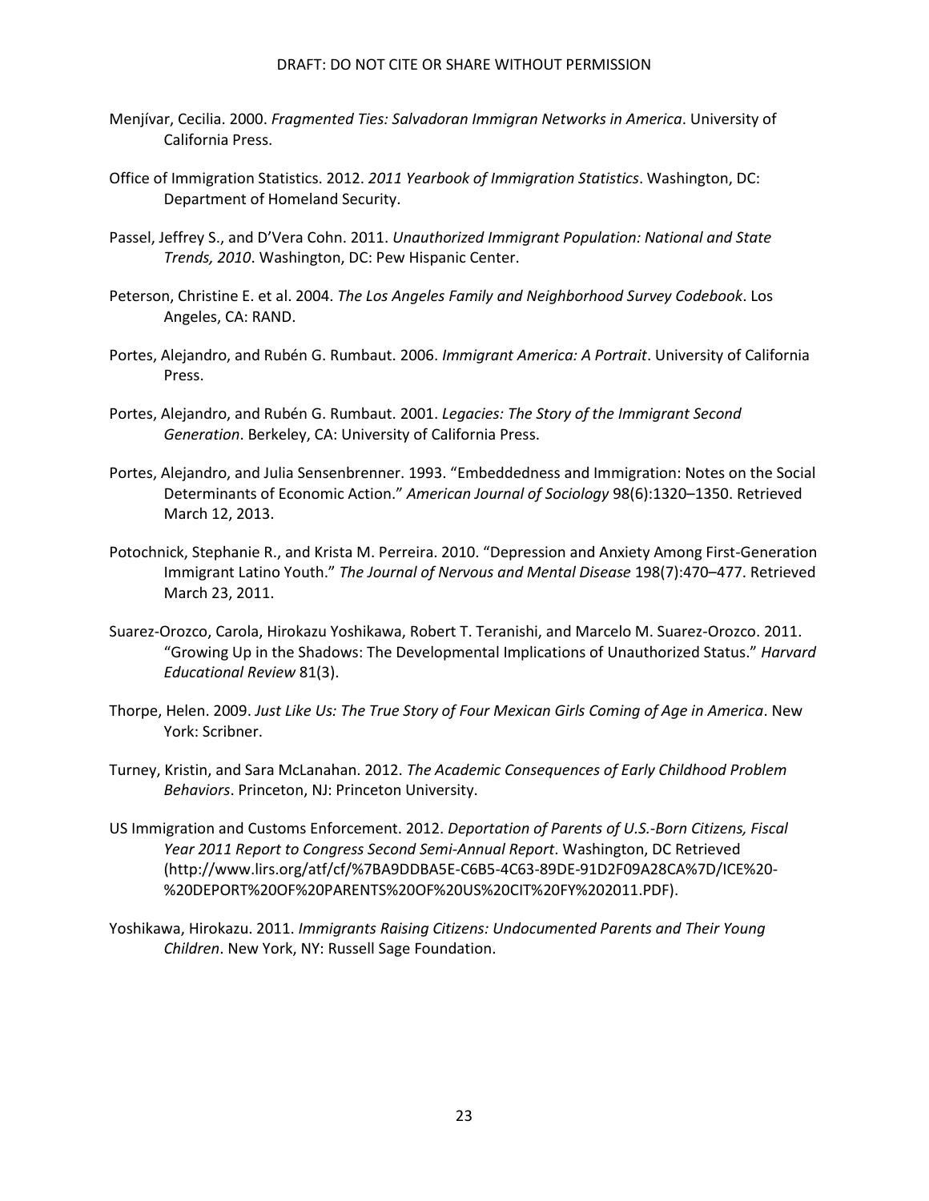Menjívar, Cecilia. 2000. *Fragmented Ties: Salvadoran Immigran Networks in America*. University of California Press.

Office of Immigration Statistics. 2012. *2011 Yearbook of Immigration Statistics*. Washington, DC: Department of Homeland Security.

Passel, Jeffrey S., and D'Vera Cohn. 2011. *Unauthorized Immigrant Population: National and State Trends, 2010*. Washington, DC: Pew Hispanic Center.

Peterson, Christine E. et al. 2004. *The Los Angeles Family and Neighborhood Survey Codebook*. Los Angeles, CA: RAND.

Portes, Alejandro, and Rubén G. Rumbaut. 2006. *Immigrant America: A Portrait*. University of California Press.

Portes, Alejandro, and Rubén G. Rumbaut. 2001. *Legacies: The Story of the Immigrant Second Generation*. Berkeley, CA: University of California Press.

Portes, Alejandro, and Julia Sensenbrenner. 1993. "Embeddedness and Immigration: Notes on the Social Determinants of Economic Action." *American Journal of Sociology* 98(6):1320–1350. Retrieved March 12, 2013.

Potochnick, Stephanie R., and Krista M. Perreira. 2010. "Depression and Anxiety Among First-Generation Immigrant Latino Youth." *The Journal of Nervous and Mental Disease* 198(7):470–477. Retrieved March 23, 2011.

Suarez-Orozco, Carola, Hirokazu Yoshikawa, Robert T. Teranishi, and Marcelo M. Suarez-Orozco. 2011. "Growing Up in the Shadows: The Developmental Implications of Unauthorized Status." *Harvard Educational Review* 81(3).

Thorpe, Helen. 2009. *Just Like Us: The True Story of Four Mexican Girls Coming of Age in America*. New York: Scribner.

Turney, Kristin, and Sara McLanahan. 2012. *The Academic Consequences of Early Childhood Problem Behaviors*. Princeton, NJ: Princeton University.

US Immigration and Customs Enforcement. 2012. *Deportation of Parents of U.S.-Born Citizens, Fiscal Year 2011 Report to Congress Second Semi-Annual Report*. Washington, DC Retrieved (http://www.lirs.org/atf/cf/%7BA9DDBA5E-C6B5-4C63-89DE-91D2F09A28CA%7D/ICE%20-%20DEPORT%20OF%20PARENTS%20OF%20US%20CIT%20FY%202011.PDF).

Yoshikawa, Hirokazu. 2011. *Immigrants Raising Citizens: Undocumented Parents and Their Young Children*. New York, NY: Russell Sage Foundation.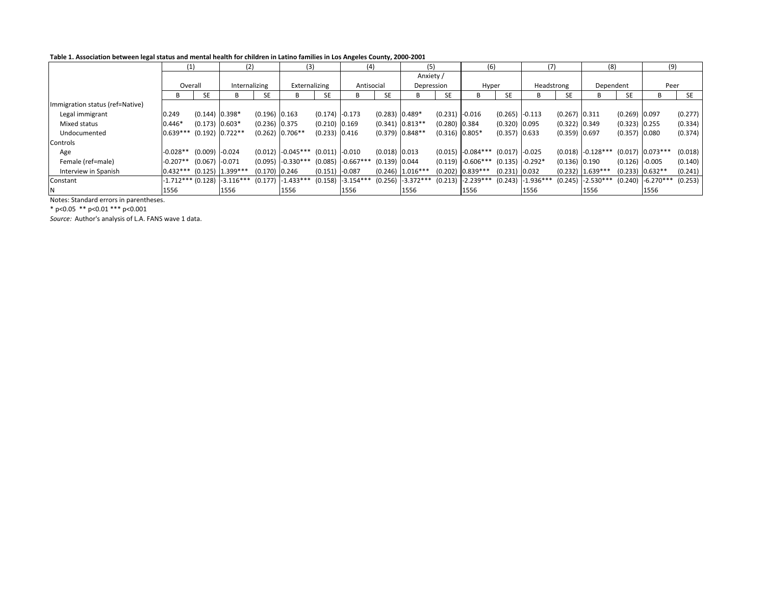**Table 1. Association between legal status and mental health for children in Latino families in Los Angeles County, 2000-2001**

| | (1) | | (2) | | (3) | | (4) | | (5) | | (6) | | (7) | | (8) | | (9) | |
|---|---|---|---|---|---|---|---|---|---|---|---|---|---|---|---|---|---|---|
| | Overall | | Internalizing | | Externalizing | | Antisocial | | Anxiety / Depression | | Hyper | | Headstrong | | Dependent | | Peer | |
| | B | SE | B | SE | B | SE | B | SE | B | SE | B | SE | B | SE | B | SE | B | SE |
| Immigration status (ref=Native) | | | | | | | | | | | | | | | | | | |
| Legal immigrant | 0.249 | (0.144) | 0.398* | (0.196) | 0.163 | (0.174) | -0.173 | (0.283) | 0.489* | (0.231) | -0.016 | (0.265) | -0.113 | (0.267) | 0.311 | (0.269) | 0.097 | (0.277) |
| Mixed status | 0.446* | (0.173) | 0.603* | (0.236) | 0.375 | (0.210) | 0.169 | (0.341) | 0.813** | (0.280) | 0.384 | (0.320) | 0.095 | (0.322) | 0.349 | (0.323) | 0.255 | (0.334) |
| Undocumented | 0.639*** | (0.192) | 0.722** | (0.262) | 0.706** | (0.233) | 0.416 | (0.379) | 0.848** | (0.316) | 0.805* | (0.357) | 0.633 | (0.359) | 0.697 | (0.357) | 0.080 | (0.374) |
| Controls | | | | | | | | | | | | | | | | | | |
| Age | -0.028** | (0.009) | -0.024 | (0.012) | -0.045*** | (0.011) | -0.010 | (0.018) | 0.013 | (0.015) | -0.084*** | (0.017) | -0.025 | (0.018) | -0.128*** | (0.017) | 0.073*** | (0.018) |
| Female (ref=male) | -0.207** | (0.067) | -0.071 | (0.095) | -0.330*** | (0.085) | -0.667*** | (0.139) | 0.044 | (0.119) | -0.606*** | (0.135) | -0.292* | (0.136) | 0.190 | (0.126) | -0.005 | (0.140) |
| Interview in Spanish | 0.432*** | (0.125) | 1.399*** | (0.170) | 0.246 | (0.151) | -0.087 | (0.246) | 1.016*** | (0.202) | 0.839*** | (0.231) | 0.032 | (0.232) | 1.639*** | (0.233) | 0.632** | (0.241) |
| Constant | -1.712*** | (0.128) | -3.116*** | (0.177) | -1.433*** | (0.158) | -3.154*** | (0.256) | -3.372*** | (0.213) | -2.239*** | (0.243) | -1.936*** | (0.245) | -2.530*** | (0.240) | -6.270*** | (0.253) |
| N | 1556 | | 1556 | | 1556 | | 1556 | | 1556 | | 1556 | | 1556 | | 1556 | | 1556 | |

Notes: Standard errors in parentheses.

\* p<0.05 ** p<0.01 *** p<0.001

*Source:* Author's analysis of L.A. FANS wave 1 data.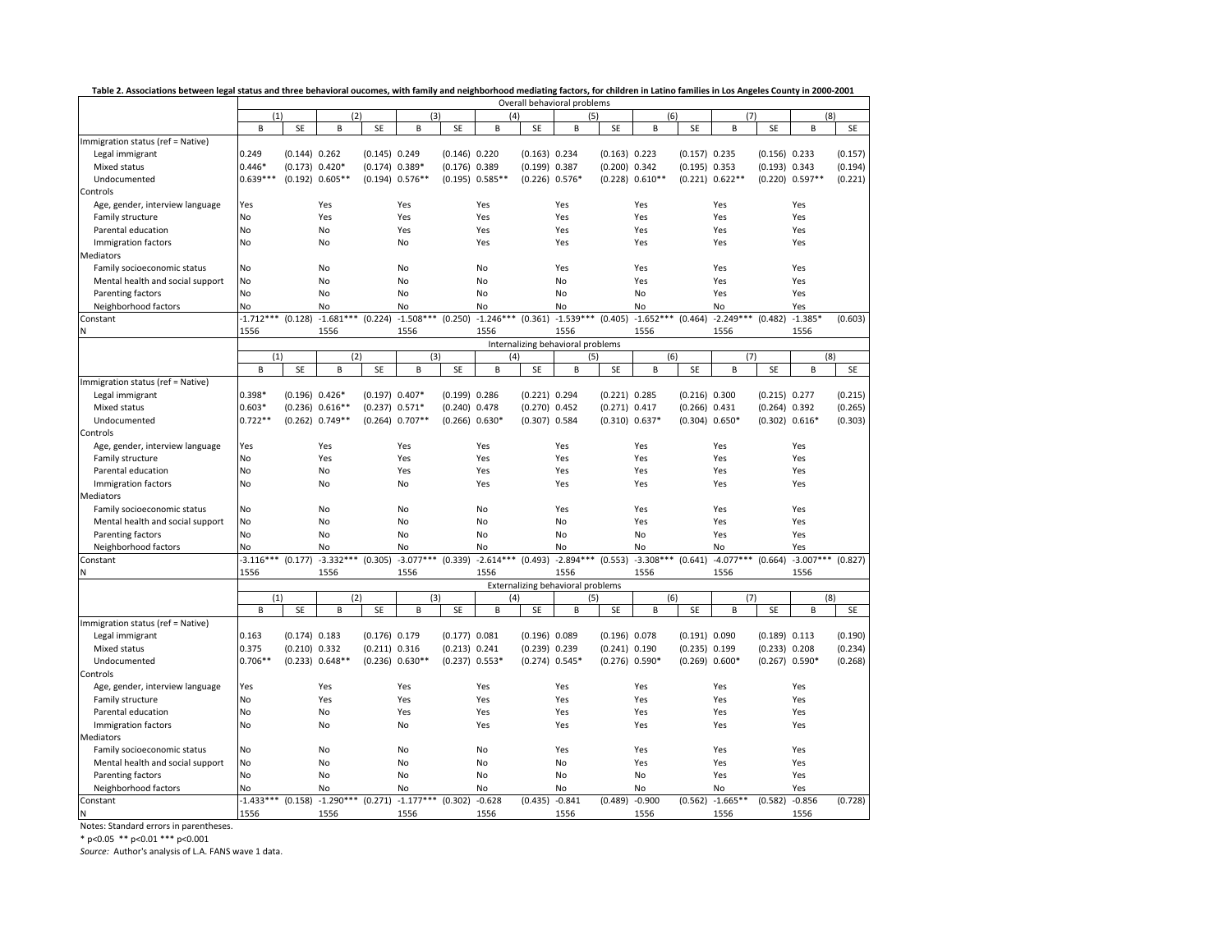**Table 2. Associations between legal status and three behavioral oucomes, with family and neighborhood mediating factors, for children in Latino families in Los Angeles County in 2000-2001**

| | Overall behavioral problems | | | | | | | | | | | | | | | |
|---|---|---|---|---|---|---|---|---|---|---|---|---|---|---|---|---|
| | (1) | | (2) | | (3) | | (4) | | (5) | | (6) | | (7) | | (8) | |
| | B | SE | B | SE | B | SE | B | SE | B | SE | B | SE | B | SE | B | SE |
| Immigration status (ref = Native) | | | | | | | | | | | | | | | | |
| Legal immigrant | 0.249 | (0.144) | 0.262 | (0.145) | 0.249 | (0.146) | 0.220 | (0.163) | 0.234 | (0.163) | 0.223 | (0.157) | 0.235 | (0.156) | 0.233 | (0.157) |
| Mixed status | 0.446* | (0.173) | 0.420* | (0.174) | 0.389* | (0.176) | 0.389 | (0.199) | 0.387 | (0.200) | 0.342 | (0.195) | 0.353 | (0.193) | 0.343 | (0.194) |
| Undocumented | 0.639*** | (0.192) | 0.605** | (0.194) | 0.576** | (0.195) | 0.585** | (0.226) | 0.576* | (0.228) | 0.610** | (0.221) | 0.622** | (0.220) | 0.597** | (0.221) |
| Controls | | | | | | | | | | | | | | | | |
| Age, gender, interview language | Yes | | Yes | | Yes | | Yes | | Yes | | Yes | | Yes | | Yes | |
| Family structure | No | | Yes | | Yes | | Yes | | Yes | | Yes | | Yes | | Yes | |
| Parental education | No | | No | | Yes | | Yes | | Yes | | Yes | | Yes | | Yes | |
| Immigration factors | No | | No | | No | | Yes | | Yes | | Yes | | Yes | | Yes | |
| Mediators | | | | | | | | | | | | | | | | |
| Family socioeconomic status | No | | No | | No | | No | | Yes | | Yes | | Yes | | Yes | |
| Mental health and social support | No | | No | | No | | No | | No | | Yes | | Yes | | Yes | |
| Parenting factors | No | | No | | No | | No | | No | | No | | Yes | | Yes | |
| Neighborhood factors | No | | No | | No | | No | | No | | No | | No | | Yes | |
| Constant | -1.712*** | (0.128) | -1.681*** | (0.224) | -1.508*** | (0.250) | -1.246*** | (0.361) | -1.539*** | (0.405) | -1.652*** | (0.464) | -2.249*** | (0.482) | -1.385* | (0.603) |
| N | 1556 | | 1556 | | 1556 | | 1556 | | 1556 | | 1556 | | 1556 | | 1556 | |
| | Internalizing behavioral problems | | | | | | | | | | | | | | | |
| | (1) | | (2) | | (3) | | (4) | | (5) | | (6) | | (7) | | (8) | |
| | B | SE | B | SE | B | SE | B | SE | B | SE | B | SE | B | SE | B | SE |
| Immigration status (ref = Native) | | | | | | | | | | | | | | | | |
| Legal immigrant | 0.398* | (0.196) | 0.426* | (0.197) | 0.407* | (0.199) | 0.286 | (0.221) | 0.294 | (0.221) | 0.285 | (0.216) | 0.300 | (0.215) | 0.277 | (0.215) |
| Mixed status | 0.603* | (0.236) | 0.616** | (0.237) | 0.571* | (0.240) | 0.478 | (0.270) | 0.452 | (0.271) | 0.417 | (0.266) | 0.431 | (0.264) | 0.392 | (0.265) |
| Undocumented | 0.722** | (0.262) | 0.749** | (0.264) | 0.707** | (0.266) | 0.630* | (0.307) | 0.584 | (0.310) | 0.637* | (0.304) | 0.650* | (0.302) | 0.616* | (0.303) |
| Controls | | | | | | | | | | | | | | | | |
| Age, gender, interview language | Yes | | Yes | | Yes | | Yes | | Yes | | Yes | | Yes | | Yes | |
| Family structure | No | | Yes | | Yes | | Yes | | Yes | | Yes | | Yes | | Yes | |
| Parental education | No | | No | | Yes | | Yes | | Yes | | Yes | | Yes | | Yes | |
| Immigration factors | No | | No | | No | | Yes | | Yes | | Yes | | Yes | | Yes | |
| Mediators | | | | | | | | | | | | | | | | |
| Family socioeconomic status | No | | No | | No | | No | | Yes | | Yes | | Yes | | Yes | |
| Mental health and social support | No | | No | | No | | No | | No | | Yes | | Yes | | Yes | |
| Parenting factors | No | | No | | No | | No | | No | | No | | Yes | | Yes | |
| Neighborhood factors | No | | No | | No | | No | | No | | No | | No | | Yes | |
| Constant | -3.116*** | (0.177) | -3.332*** | (0.305) | -3.077*** | (0.339) | -2.614*** | (0.493) | -2.894*** | (0.553) | -3.308*** | (0.641) | -4.077*** | (0.664) | -3.007*** | (0.827) |
| N | 1556 | | 1556 | | 1556 | | 1556 | | 1556 | | 1556 | | 1556 | | 1556 | |
| | Externalizing behavioral problems | | | | | | | | | | | | | | | |
| | (1) | | (2) | | (3) | | (4) | | (5) | | (6) | | (7) | | (8) | |
| | B | SE | B | SE | B | SE | B | SE | B | SE | B | SE | B | SE | B | SE |
| Immigration status (ref = Native) | | | | | | | | | | | | | | | | |
| Legal immigrant | 0.163 | (0.174) | 0.183 | (0.176) | 0.179 | (0.177) | 0.081 | (0.196) | 0.089 | (0.196) | 0.078 | (0.191) | 0.090 | (0.189) | 0.113 | (0.190) |
| Mixed status | 0.375 | (0.210) | 0.332 | (0.211) | 0.316 | (0.213) | 0.241 | (0.239) | 0.239 | (0.241) | 0.190 | (0.235) | 0.199 | (0.233) | 0.208 | (0.234) |
| Undocumented | 0.706** | (0.233) | 0.648** | (0.236) | 0.630** | (0.237) | 0.553* | (0.274) | 0.545* | (0.276) | 0.590* | (0.269) | 0.600* | (0.267) | 0.590* | (0.268) |
| Controls | | | | | | | | | | | | | | | | |
| Age, gender, interview language | Yes | | Yes | | Yes | | Yes | | Yes | | Yes | | Yes | | Yes | |
| Family structure | No | | Yes | | Yes | | Yes | | Yes | | Yes | | Yes | | Yes | |
| Parental education | No | | No | | Yes | | Yes | | Yes | | Yes | | Yes | | Yes | |
| Immigration factors | No | | No | | No | | Yes | | Yes | | Yes | | Yes | | Yes | |
| Mediators | | | | | | | | | | | | | | | | |
| Family socioeconomic status | No | | No | | No | | No | | Yes | | Yes | | Yes | | Yes | |
| Mental health and social support | No | | No | | No | | No | | No | | Yes | | Yes | | Yes | |
| Parenting factors | No | | No | | No | | No | | No | | No | | Yes | | Yes | |
| Neighborhood factors | No | | No | | No | | No | | No | | No | | No | | Yes | |
| Constant | -1.433*** | (0.158) | -1.290*** | (0.271) | -1.177*** | (0.302) | -0.628 | (0.435) | -0.841 | (0.489) | -0.900 | (0.562) | -1.665** | (0.582) | -0.856 | (0.728) |
| N | 1556 | | 1556 | | 1556 | | 1556 | | 1556 | | 1556 | | 1556 | | 1556 | |

Notes: Standard errors in parentheses.

* p<0.05 ** p<0.01 *** p<0.001

*Source:* Author's analysis of L.A. FANS wave 1 data.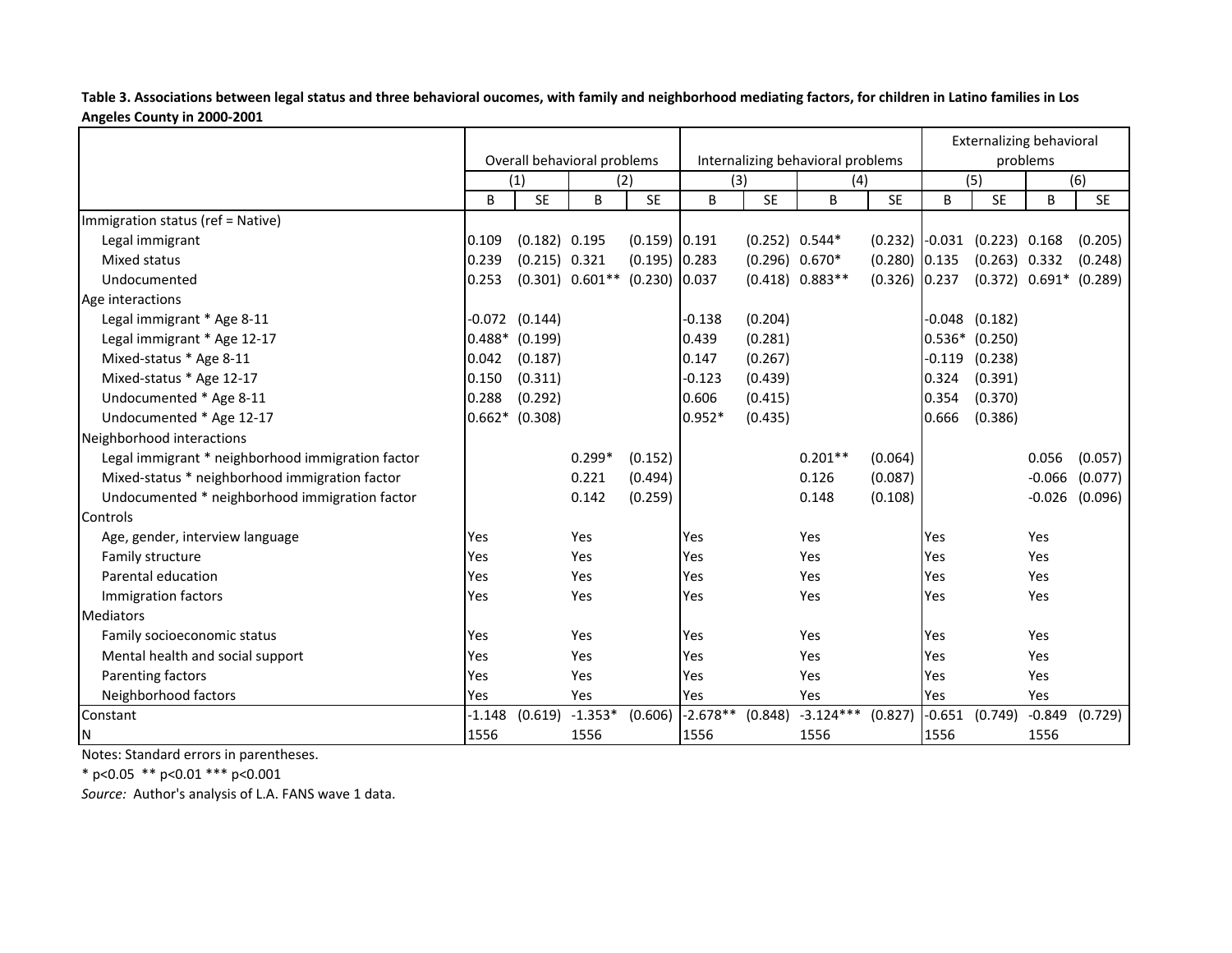**Table 3. Associations between legal status and three behavioral oucomes, with family and neighborhood mediating factors, for children in Latino families in Los Angeles County in 2000-2001**

| | Overall behavioral problems | | | | Internalizing behavioral problems | | | | Externalizing behavioral problems | | | |
|---|---|---|---|---|---|---|---|---|---|---|---|---|
| | (1) | | (2) | | (3) | | (4) | | (5) | | (6) | |
| | B | SE | B | SE | B | SE | B | SE | B | SE | B | SE |
| Immigration status (ref = Native) | | | | | | | | | | | | |
| Legal immigrant | 0.109 | (0.182) | 0.195 | (0.159) | 0.191 | (0.252) | 0.544* | (0.232) | -0.031 | (0.223) | 0.168 | (0.205) |
| Mixed status | 0.239 | (0.215) | 0.321 | (0.195) | 0.283 | (0.296) | 0.670* | (0.280) | 0.135 | (0.263) | 0.332 | (0.248) |
| Undocumented | 0.253 | (0.301) | 0.601** | (0.230) | 0.037 | (0.418) | 0.883** | (0.326) | 0.237 | (0.372) | 0.691* | (0.289) |
| Age interactions | | | | | | | | | | | | |
| Legal immigrant * Age 8-11 | -0.072 | (0.144) | | | -0.138 | (0.204) | | | -0.048 | (0.182) | | |
| Legal immigrant * Age 12-17 | 0.488* | (0.199) | | | 0.439 | (0.281) | | | 0.536* | (0.250) | | |
| Mixed-status * Age 8-11 | 0.042 | (0.187) | | | 0.147 | (0.267) | | | -0.119 | (0.238) | | |
| Mixed-status * Age 12-17 | 0.150 | (0.311) | | | -0.123 | (0.439) | | | 0.324 | (0.391) | | |
| Undocumented * Age 8-11 | 0.288 | (0.292) | | | 0.606 | (0.415) | | | 0.354 | (0.370) | | |
| Undocumented * Age 12-17 | 0.662* | (0.308) | | | 0.952* | (0.435) | | | 0.666 | (0.386) | | |
| Neighborhood interactions | | | | | | | | | | | | |
| Legal immigrant * neighborhood immigration factor | | | 0.299* | (0.152) | | | 0.201** | (0.064) | | | 0.056 | (0.057) |
| Mixed-status * neighborhood immigration factor | | | 0.221 | (0.494) | | | 0.126 | (0.087) | | | -0.066 | (0.077) |
| Undocumented * neighborhood immigration factor | | | 0.142 | (0.259) | | | 0.148 | (0.108) | | | -0.026 | (0.096) |
| Controls | | | | | | | | | | | | |
| Age, gender, interview language | Yes | | Yes | | Yes | | Yes | | Yes | | Yes | |
| Family structure | Yes | | Yes | | Yes | | Yes | | Yes | | Yes | |
| Parental education | Yes | | Yes | | Yes | | Yes | | Yes | | Yes | |
| Immigration factors | Yes | | Yes | | Yes | | Yes | | Yes | | Yes | |
| Mediators | | | | | | | | | | | | |
| Family socioeconomic status | Yes | | Yes | | Yes | | Yes | | Yes | | Yes | |
| Mental health and social support | Yes | | Yes | | Yes | | Yes | | Yes | | Yes | |
| Parenting factors | Yes | | Yes | | Yes | | Yes | | Yes | | Yes | |
| Neighborhood factors | Yes | | Yes | | Yes | | Yes | | Yes | | Yes | |
| Constant | -1.148 | (0.619) | -1.353* | (0.606) | -2.678** | (0.848) | -3.124*** | (0.827) | -0.651 | (0.749) | -0.849 | (0.729) |
| N | 1556 | | 1556 | | 1556 | | 1556 | | 1556 | | 1556 | |

Notes: Standard errors in parentheses.

* p<0.05 ** p<0.01 *** p<0.001

*Source:* Author's analysis of L.A. FANS wave 1 data.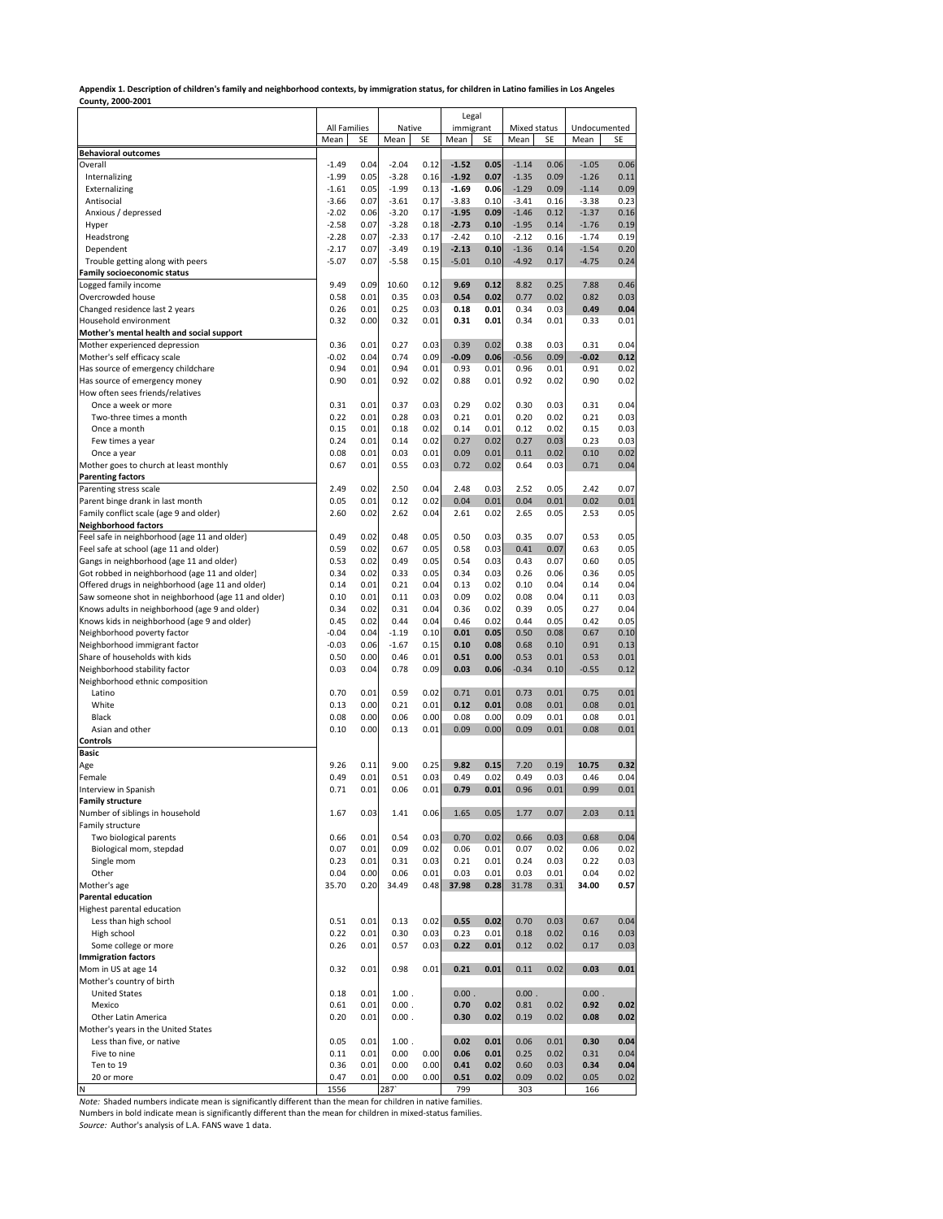**Appendix 1. Description of children's family and neighborhood contexts, by immigration status, for children in Latino families in Los Angeles County, 2000-2001**

| | All Families | | Native | | Legal immigrant | | Mixed status | | Undocumented | |
|---|---|---|---|---|---|---|---|---|---|---|
| | Mean | SE | Mean | SE | Mean | SE | Mean | SE | Mean | SE |
| **Behavioral outcomes** | | | | | | | | | | |
| Overall | -1.49 | 0.04 | -2.04 | 0.12 | **-1.52** | **0.05** | -1.14 | 0.06 | -1.05 | 0.06 |
| Internalizing | -1.99 | 0.05 | -3.28 | 0.16 | **-1.92** | **0.07** | -1.35 | 0.09 | -1.26 | 0.11 |
| Externalizing | -1.61 | 0.05 | -1.99 | 0.13 | **-1.69** | **0.06** | -1.29 | 0.09 | -1.14 | 0.09 |
| Antisocial | -3.66 | 0.07 | -3.61 | 0.17 | -3.83 | 0.10 | -3.41 | 0.16 | -3.38 | 0.23 |
| Anxious / depressed | -2.02 | 0.06 | -3.20 | 0.17 | **-1.95** | **0.09** | -1.46 | 0.12 | -1.37 | 0.16 |
| Hyper | -2.58 | 0.07 | -3.28 | 0.18 | **-2.73** | **0.10** | -1.95 | 0.14 | -1.76 | 0.19 |
| Headstrong | -2.28 | 0.07 | -2.33 | 0.17 | -2.42 | 0.10 | -2.12 | 0.16 | -1.74 | 0.19 |
| Dependent | -2.17 | 0.07 | -3.49 | 0.19 | **-2.13** | **0.10** | -1.36 | 0.14 | -1.54 | 0.20 |
| Trouble getting along with peers | -5.07 | 0.07 | -5.58 | 0.15 | -5.01 | 0.10 | -4.92 | 0.17 | -4.75 | 0.24 |
| **Family socioeconomic status** | | | | | | | | | | |
| Logged family income | 9.49 | 0.09 | 10.60 | 0.12 | **9.69** | **0.12** | 8.82 | 0.25 | 7.88 | 0.46 |
| Overcrowded house | 0.58 | 0.01 | 0.35 | 0.03 | **0.54** | **0.02** | 0.77 | 0.02 | 0.82 | 0.03 |
| Changed residence last 2 years | 0.26 | 0.01 | 0.25 | 0.03 | **0.18** | **0.01** | 0.34 | 0.03 | **0.49** | **0.04** |
| Household environment | 0.32 | 0.00 | 0.32 | 0.01 | **0.31** | **0.01** | 0.34 | 0.01 | 0.33 | 0.01 |
| **Mother's mental health and social support** | | | | | | | | | | |
| Mother experienced depression | 0.36 | 0.01 | 0.27 | 0.03 | 0.39 | 0.02 | 0.38 | 0.03 | 0.31 | 0.04 |
| Mother's self efficacy scale | -0.02 | 0.04 | 0.74 | 0.09 | **-0.09** | **0.06** | -0.56 | 0.09 | **-0.02** | **0.12** |
| Has source of emergency childchare | 0.94 | 0.01 | 0.94 | 0.01 | 0.93 | 0.01 | 0.96 | 0.01 | 0.91 | 0.02 |
| Has source of emergency money | 0.90 | 0.01 | 0.92 | 0.02 | 0.88 | 0.01 | 0.92 | 0.02 | 0.90 | 0.02 |
| How often sees friends/relatives | | | | | | | | | | |
| Once a week or more | 0.31 | 0.01 | 0.37 | 0.03 | 0.29 | 0.02 | 0.30 | 0.03 | 0.31 | 0.04 |
| Two-three times a month | 0.22 | 0.01 | 0.28 | 0.03 | 0.21 | 0.01 | 0.20 | 0.02 | 0.21 | 0.03 |
| Once a month | 0.15 | 0.01 | 0.18 | 0.02 | 0.14 | 0.01 | 0.12 | 0.02 | 0.15 | 0.03 |
| Few times a year | 0.24 | 0.01 | 0.14 | 0.02 | 0.27 | 0.02 | 0.27 | 0.03 | 0.23 | 0.03 |
| Once a year | 0.08 | 0.01 | 0.03 | 0.01 | 0.09 | 0.01 | 0.11 | 0.02 | 0.10 | 0.02 |
| Mother goes to church at least monthly | 0.67 | 0.01 | 0.55 | 0.03 | 0.72 | 0.02 | 0.64 | 0.03 | 0.71 | 0.04 |
| **Parenting factors** | | | | | | | | | | |
| Parenting stress scale | 2.49 | 0.02 | 2.50 | 0.04 | 2.48 | 0.03 | 2.52 | 0.05 | 2.42 | 0.07 |
| Parent binge drank in last month | 0.05 | 0.01 | 0.12 | 0.02 | 0.04 | 0.01 | 0.04 | 0.01 | 0.02 | 0.01 |
| Family conflict scale (age 9 and older) | 2.60 | 0.02 | 2.62 | 0.04 | 2.61 | 0.02 | 2.65 | 0.05 | 2.53 | 0.05 |
| **Neighborhood factors** | | | | | | | | | | |
| Feel safe in neighborhood (age 11 and older) | 0.49 | 0.02 | 0.48 | 0.05 | 0.50 | 0.03 | 0.35 | 0.07 | 0.53 | 0.05 |
| Feel safe at school (age 11 and older) | 0.59 | 0.02 | 0.67 | 0.05 | 0.58 | 0.03 | 0.41 | 0.07 | 0.63 | 0.05 |
| Gangs in neighborhood (age 11 and older) | 0.53 | 0.02 | 0.49 | 0.05 | 0.54 | 0.03 | 0.43 | 0.07 | 0.60 | 0.05 |
| Got robbed in neighborhood (age 11 and older] | 0.34 | 0.02 | 0.33 | 0.05 | 0.34 | 0.03 | 0.26 | 0.06 | 0.36 | 0.05 |
| Offered drugs in neighborhood (age 11 and older) | 0.14 | 0.01 | 0.21 | 0.04 | 0.13 | 0.02 | 0.10 | 0.04 | 0.14 | 0.04 |
| Saw someone shot in neighborhood (age 11 and older) | 0.10 | 0.01 | 0.11 | 0.03 | 0.09 | 0.02 | 0.08 | 0.04 | 0.11 | 0.03 |
| Knows adults in neighborhood (age 9 and older) | 0.34 | 0.02 | 0.31 | 0.04 | 0.36 | 0.02 | 0.39 | 0.05 | 0.27 | 0.04 |
| Knows kids in neighborhood (age 9 and older) | 0.45 | 0.02 | 0.44 | 0.04 | 0.46 | 0.02 | 0.44 | 0.05 | 0.42 | 0.05 |
| Neighborhood poverty factor | -0.04 | 0.04 | -1.19 | 0.10 | **0.01** | **0.05** | 0.50 | 0.08 | 0.67 | 0.10 |
| Neighborhood immigrant factor | -0.03 | 0.06 | -1.67 | 0.15 | **0.10** | **0.08** | 0.68 | 0.10 | 0.91 | 0.13 |
| Share of households with kids | 0.50 | 0.00 | 0.46 | 0.01 | **0.51** | **0.00** | 0.53 | 0.01 | 0.53 | 0.01 |
| Neighborhood stability factor | 0.03 | 0.04 | 0.78 | 0.09 | **0.03** | **0.06** | -0.34 | 0.10 | -0.55 | 0.12 |
| Neighborhood ethnic composition | | | | | | | | | | |
| Latino | 0.70 | 0.01 | 0.59 | 0.02 | 0.71 | 0.01 | 0.73 | 0.01 | 0.75 | 0.01 |
| White | 0.13 | 0.00 | 0.21 | 0.01 | **0.12** | **0.01** | 0.08 | 0.01 | 0.08 | 0.01 |
| Black | 0.08 | 0.00 | 0.06 | 0.00 | 0.08 | 0.00 | 0.09 | 0.01 | 0.08 | 0.01 |
| Asian and other | 0.10 | 0.00 | 0.13 | 0.01 | 0.09 | 0.00 | 0.09 | 0.01 | 0.08 | 0.01 |
| **Controls** | | | | | | | | | | |
| **Basic** | | | | | | | | | | |
| Age | 9.26 | 0.11 | 9.00 | 0.25 | **9.82** | **0.15** | 7.20 | 0.19 | **10.75** | **0.32** |
| Female | 0.49 | 0.01 | 0.51 | 0.03 | 0.49 | 0.02 | 0.49 | 0.03 | 0.46 | 0.04 |
| Interview in Spanish | 0.71 | 0.01 | 0.06 | 0.01 | **0.79** | **0.01** | 0.96 | 0.01 | 0.99 | 0.01 |
| **Family structure** | | | | | | | | | | |
| Number of siblings in household | 1.67 | 0.03 | 1.41 | 0.06 | 1.65 | 0.05 | 1.77 | 0.07 | 2.03 | 0.11 |
| Family structure | | | | | | | | | | |
| Two biological parents | 0.66 | 0.01 | 0.54 | 0.03 | 0.70 | 0.02 | 0.66 | 0.03 | 0.68 | 0.04 |
| Biological mom, stepdad | 0.07 | 0.01 | 0.09 | 0.02 | 0.06 | 0.01 | 0.07 | 0.02 | 0.06 | 0.02 |
| Single mom | 0.23 | 0.01 | 0.31 | 0.03 | 0.21 | 0.01 | 0.24 | 0.03 | 0.22 | 0.03 |
| Other | 0.04 | 0.00 | 0.06 | 0.01 | 0.03 | 0.01 | 0.03 | 0.01 | 0.04 | 0.02 |
| Mother's age | 35.70 | 0.20 | 34.49 | 0.48 | **37.98** | **0.28** | 31.78 | 0.31 | **34.00** | **0.57** |
| **Parental education** | | | | | | | | | | |
| Highest parental education | | | | | | | | | | |
| Less than high school | 0.51 | 0.01 | 0.13 | 0.02 | **0.55** | **0.02** | 0.70 | 0.03 | 0.67 | 0.04 |
| High school | 0.22 | 0.01 | 0.30 | 0.03 | 0.23 | 0.01 | 0.18 | 0.02 | 0.16 | 0.03 |
| Some college or more | 0.26 | 0.01 | 0.57 | 0.03 | **0.22** | **0.01** | 0.12 | 0.02 | 0.17 | 0.03 |
| **Immigration factors** | | | | | | | | | | |
| Mom in US at age 14 | 0.32 | 0.01 | 0.98 | 0.01 | **0.21** | **0.01** | 0.11 | 0.02 | **0.03** | **0.01** |
| Mother's country of birth | | | | | | | | | | |
| United States | 0.18 | 0.01 | 1.00 | . | 0.00 | . | 0.00 | . | 0.00 | . |
| Mexico | 0.61 | 0.01 | 0.00 | . | **0.70** | **0.02** | 0.81 | 0.02 | **0.92** | **0.02** |
| Other Latin America | 0.20 | 0.01 | 0.00 | . | **0.30** | **0.02** | 0.19 | 0.02 | **0.08** | **0.02** |
| Mother's years in the United States | | | | | | | | | | |
| Less than five, or native | 0.05 | 0.01 | 1.00 | . | **0.02** | **0.01** | 0.06 | 0.01 | **0.30** | **0.04** |
| Five to nine | 0.11 | 0.01 | 0.00 | 0.00 | **0.06** | **0.01** | 0.25 | 0.02 | 0.31 | 0.04 |
| Ten to 19 | 0.36 | 0.01 | 0.00 | 0.00 | **0.41** | **0.02** | 0.60 | 0.03 | **0.34** | **0.04** |
| 20 or more | 0.47 | 0.01 | 0.00 | 0.00 | **0.51** | **0.02** | 0.09 | 0.02 | 0.05 | 0.02 |
| N | 1556 | | 287 | | 799 | | 303 | | 166 | |

*Note:* Shaded numbers indicate mean is significantly different than the mean for children in native families.
Numbers in bold indicate mean is significantly different than the mean for children in mixed-status families.
*Source:* Author's analysis of L.A. FANS wave 1 data.